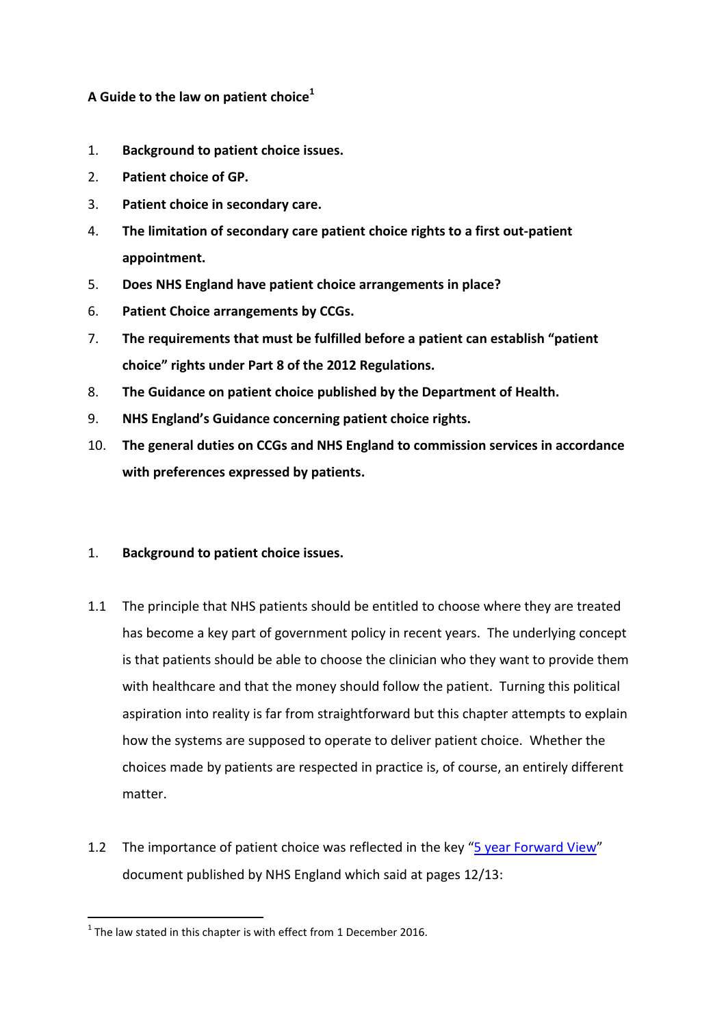# A Guide to the law on patient choice[1]

1. **Background to patient choice issues.**
2. **Patient choice of GP.**
3. **Patient choice in secondary care.**
4. **The limitation of secondary care patient choice rights to a first out-patient appointment.**
5. **Does NHS England have patient choice arrangements in place?**
6. **Patient Choice arrangements by CCGs.**
7. **The requirements that must be fulfilled before a patient can establish "patient choice" rights under Part 8 of the 2012 Regulations.**
8. **The Guidance on patient choice published by the Department of Health.**
9. **NHS England's Guidance concerning patient choice rights.**
10. **The general duties on CCGs and NHS England to commission services in accordance with preferences expressed by patients.**

## 1. Background to patient choice issues.

1.1 The principle that NHS patients should be entitled to choose where they are treated has become a key part of government policy in recent years. The underlying concept is that patients should be able to choose the clinician who they want to provide them with healthcare and that the money should follow the patient. Turning this political aspiration into reality is far from straightforward but this chapter attempts to explain how the systems are supposed to operate to deliver patient choice. Whether the choices made by patients are respected in practice is, of course, an entirely different matter.

1.2 The importance of patient choice was reflected in the key "[5 year Forward View]" document published by NHS England which said at pages 12/13:

---

[1] The law stated in this chapter is with effect from 1 December 2016.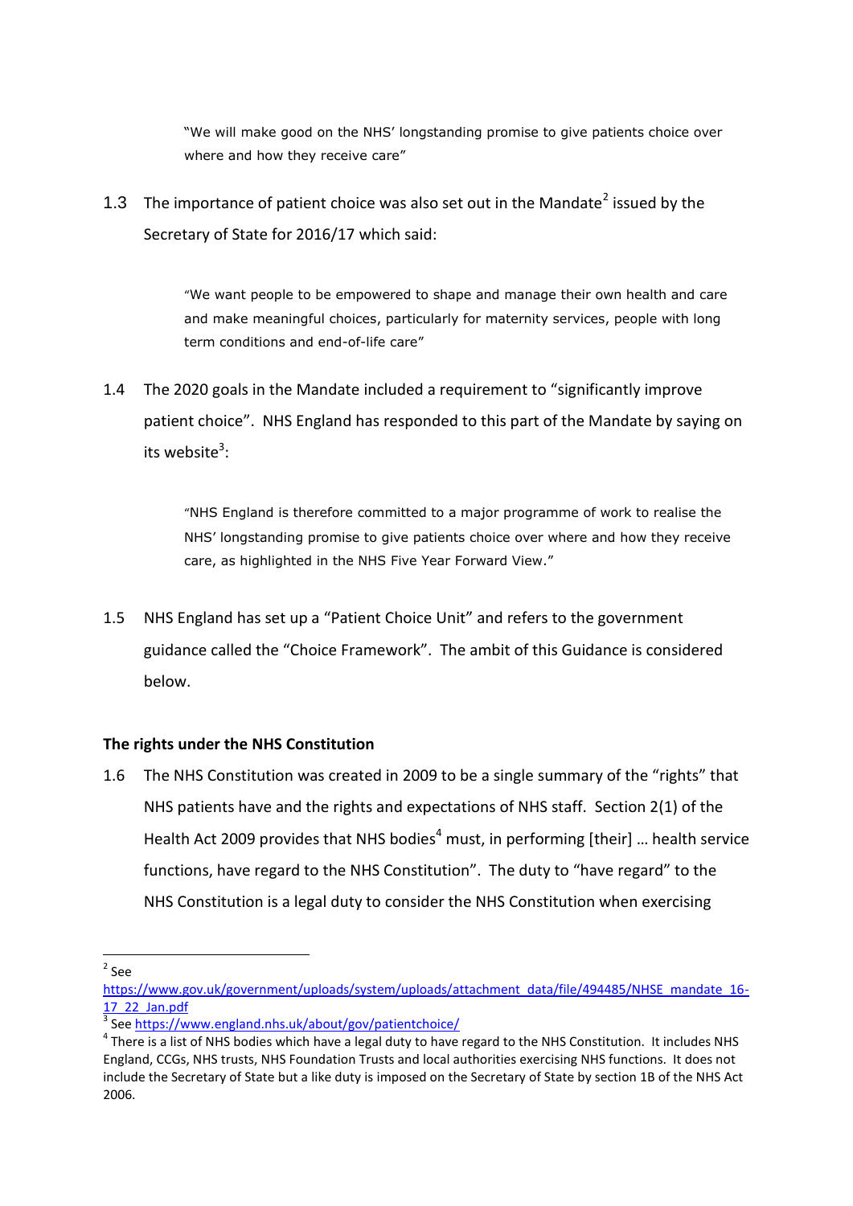> "We will make good on the NHS' longstanding promise to give patients choice over where and how they receive care"

1.3 The importance of patient choice was also set out in the Mandate[2] issued by the Secretary of State for 2016/17 which said:

> "We want people to be empowered to shape and manage their own health and care and make meaningful choices, particularly for maternity services, people with long term conditions and end-of-life care"

1.4 The 2020 goals in the Mandate included a requirement to "significantly improve patient choice". NHS England has responded to this part of the Mandate by saying on its website[3]:

> "NHS England is therefore committed to a major programme of work to realise the NHS' longstanding promise to give patients choice over where and how they receive care, as highlighted in the NHS Five Year Forward View."

1.5 NHS England has set up a "Patient Choice Unit" and refers to the government guidance called the "Choice Framework". The ambit of this Guidance is considered below.

**The rights under the NHS Constitution**

1.6 The NHS Constitution was created in 2009 to be a single summary of the "rights" that NHS patients have and the rights and expectations of NHS staff. Section 2(1) of the Health Act 2009 provides that NHS bodies[4] must, in performing [their] … health service functions, have regard to the NHS Constitution". The duty to "have regard" to the NHS Constitution is a legal duty to consider the NHS Constitution when exercising

---

[2] See https://www.gov.uk/government/uploads/system/uploads/attachment_data/file/494485/NHSE_mandate_16-17_22_Jan.pdf

[3] See https://www.england.nhs.uk/about/gov/patientchoice/

[4] There is a list of NHS bodies which have a legal duty to have regard to the NHS Constitution. It includes NHS England, CCGs, NHS trusts, NHS Foundation Trusts and local authorities exercising NHS functions. It does not include the Secretary of State but a like duty is imposed on the Secretary of State by section 1B of the NHS Act 2006.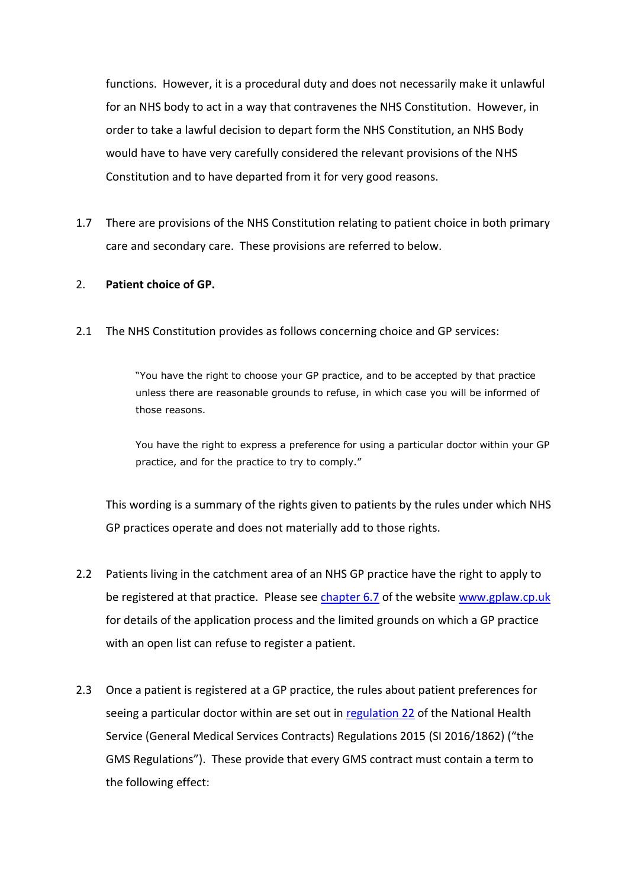functions. However, it is a procedural duty and does not necessarily make it unlawful for an NHS body to act in a way that contravenes the NHS Constitution. However, in order to take a lawful decision to depart form the NHS Constitution, an NHS Body would have to have very carefully considered the relevant provisions of the NHS Constitution and to have departed from it for very good reasons.

1.7 There are provisions of the NHS Constitution relating to patient choice in both primary care and secondary care. These provisions are referred to below.

## 2. **Patient choice of GP.**

2.1 The NHS Constitution provides as follows concerning choice and GP services:

> "You have the right to choose your GP practice, and to be accepted by that practice unless there are reasonable grounds to refuse, in which case you will be informed of those reasons.
>
> You have the right to express a preference for using a particular doctor within your GP practice, and for the practice to try to comply."

This wording is a summary of the rights given to patients by the rules under which NHS GP practices operate and does not materially add to those rights.

2.2 Patients living in the catchment area of an NHS GP practice have the right to apply to be registered at that practice. Please see [chapter 6.7](chapter 6.7) of the website [www.gplaw.cp.uk](www.gplaw.cp.uk) for details of the application process and the limited grounds on which a GP practice with an open list can refuse to register a patient.

2.3 Once a patient is registered at a GP practice, the rules about patient preferences for seeing a particular doctor within are set out in [regulation 22](regulation 22) of the National Health Service (General Medical Services Contracts) Regulations 2015 (SI 2016/1862) ("the GMS Regulations"). These provide that every GMS contract must contain a term to the following effect: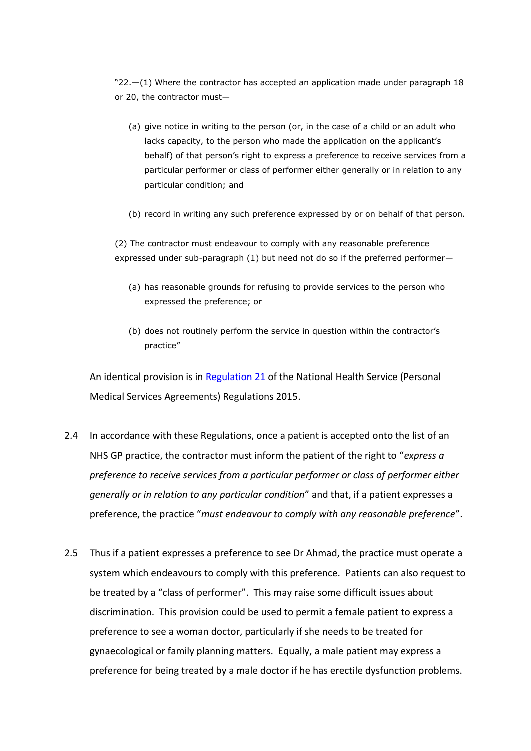> "22.—(1) Where the contractor has accepted an application made under paragraph 18 or 20, the contractor must—
>
> (a) give notice in writing to the person (or, in the case of a child or an adult who lacks capacity, to the person who made the application on the applicant's behalf) of that person's right to express a preference to receive services from a particular performer or class of performer either generally or in relation to any particular condition; and
>
> (b) record in writing any such preference expressed by or on behalf of that person.
>
> (2) The contractor must endeavour to comply with any reasonable preference expressed under sub-paragraph (1) but need not do so if the preferred performer—
>
> (a) has reasonable grounds for refusing to provide services to the person who expressed the preference; or
>
> (b) does not routinely perform the service in question within the contractor's practice"

An identical provision is in [Regulation 21]() of the National Health Service (Personal Medical Services Agreements) Regulations 2015.

2.4 In accordance with these Regulations, once a patient is accepted onto the list of an NHS GP practice, the contractor must inform the patient of the right to "*express a preference to receive services from a particular performer or class of performer either generally or in relation to any particular condition*" and that, if a patient expresses a preference, the practice "*must endeavour to comply with any reasonable preference*".

2.5 Thus if a patient expresses a preference to see Dr Ahmad, the practice must operate a system which endeavours to comply with this preference. Patients can also request to be treated by a "class of performer". This may raise some difficult issues about discrimination. This provision could be used to permit a female patient to express a preference to see a woman doctor, particularly if she needs to be treated for gynaecological or family planning matters. Equally, a male patient may express a preference for being treated by a male doctor if he has erectile dysfunction problems.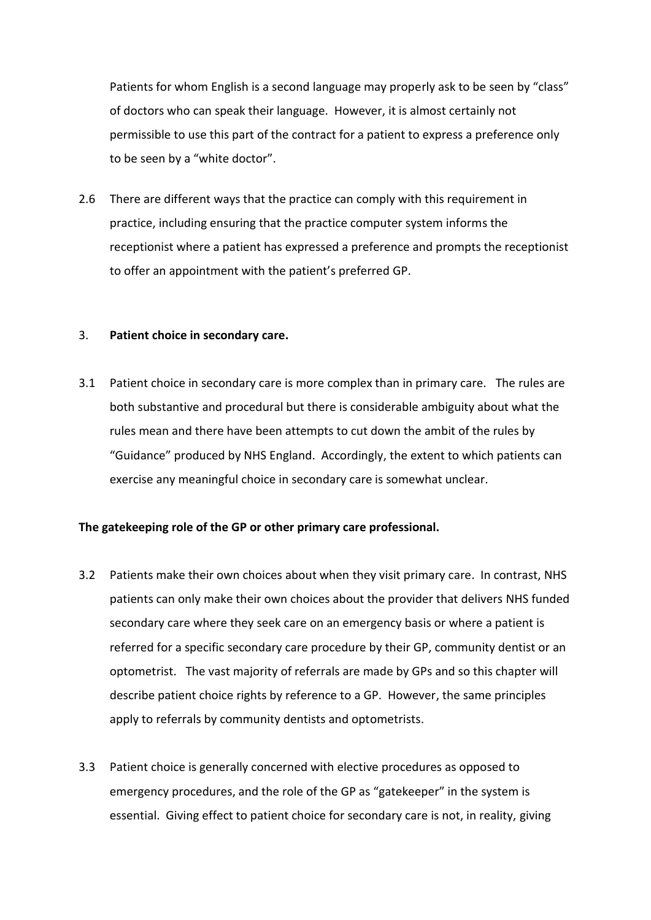Patients for whom English is a second language may properly ask to be seen by "class" of doctors who can speak their language. However, it is almost certainly not permissible to use this part of the contract for a patient to express a preference only to be seen by a "white doctor".

2.6 There are different ways that the practice can comply with this requirement in practice, including ensuring that the practice computer system informs the receptionist where a patient has expressed a preference and prompts the receptionist to offer an appointment with the patient's preferred GP.

3. **Patient choice in secondary care.**

3.1 Patient choice in secondary care is more complex than in primary care. The rules are both substantive and procedural but there is considerable ambiguity about what the rules mean and there have been attempts to cut down the ambit of the rules by "Guidance" produced by NHS England. Accordingly, the extent to which patients can exercise any meaningful choice in secondary care is somewhat unclear.

**The gatekeeping role of the GP or other primary care professional.**

3.2 Patients make their own choices about when they visit primary care. In contrast, NHS patients can only make their own choices about the provider that delivers NHS funded secondary care where they seek care on an emergency basis or where a patient is referred for a specific secondary care procedure by their GP, community dentist or an optometrist. The vast majority of referrals are made by GPs and so this chapter will describe patient choice rights by reference to a GP. However, the same principles apply to referrals by community dentists and optometrists.

3.3 Patient choice is generally concerned with elective procedures as opposed to emergency procedures, and the role of the GP as "gatekeeper" in the system is essential. Giving effect to patient choice for secondary care is not, in reality, giving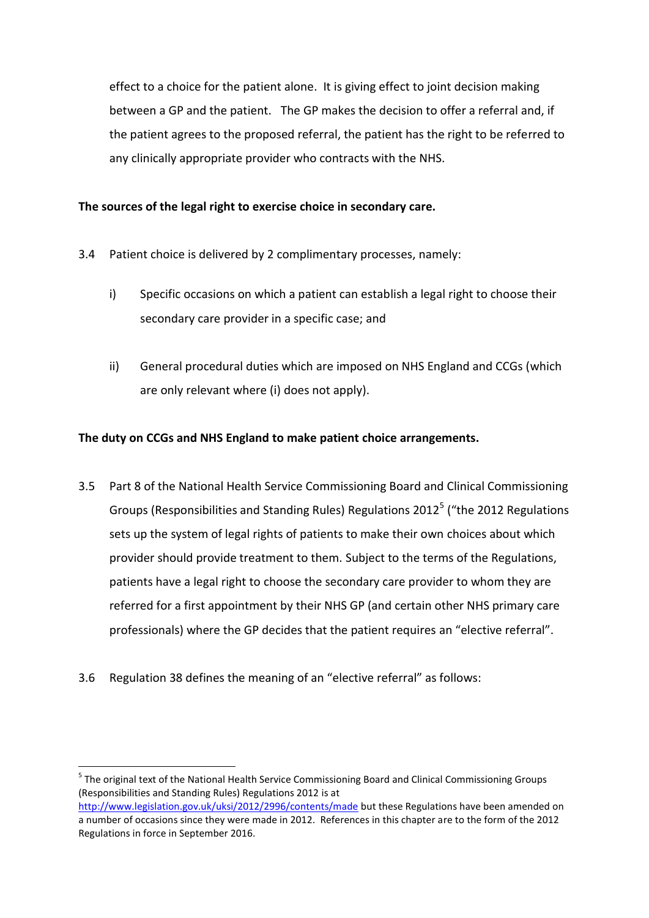effect to a choice for the patient alone. It is giving effect to joint decision making between a GP and the patient. The GP makes the decision to offer a referral and, if the patient agrees to the proposed referral, the patient has the right to be referred to any clinically appropriate provider who contracts with the NHS.

**The sources of the legal right to exercise choice in secondary care.**

3.4 Patient choice is delivered by 2 complimentary processes, namely:

i) Specific occasions on which a patient can establish a legal right to choose their secondary care provider in a specific case; and

ii) General procedural duties which are imposed on NHS England and CCGs (which are only relevant where (i) does not apply).

**The duty on CCGs and NHS England to make patient choice arrangements.**

3.5 Part 8 of the National Health Service Commissioning Board and Clinical Commissioning Groups (Responsibilities and Standing Rules) Regulations 2012[5] ("the 2012 Regulations sets up the system of legal rights of patients to make their own choices about which provider should provide treatment to them. Subject to the terms of the Regulations, patients have a legal right to choose the secondary care provider to whom they are referred for a first appointment by their NHS GP (and certain other NHS primary care professionals) where the GP decides that the patient requires an "elective referral".

3.6 Regulation 38 defines the meaning of an "elective referral" as follows:

---

[5] The original text of the National Health Service Commissioning Board and Clinical Commissioning Groups (Responsibilities and Standing Rules) Regulations 2012 is at http://www.legislation.gov.uk/uksi/2012/2996/contents/made but these Regulations have been amended on a number of occasions since they were made in 2012. References in this chapter are to the form of the 2012 Regulations in force in September 2016.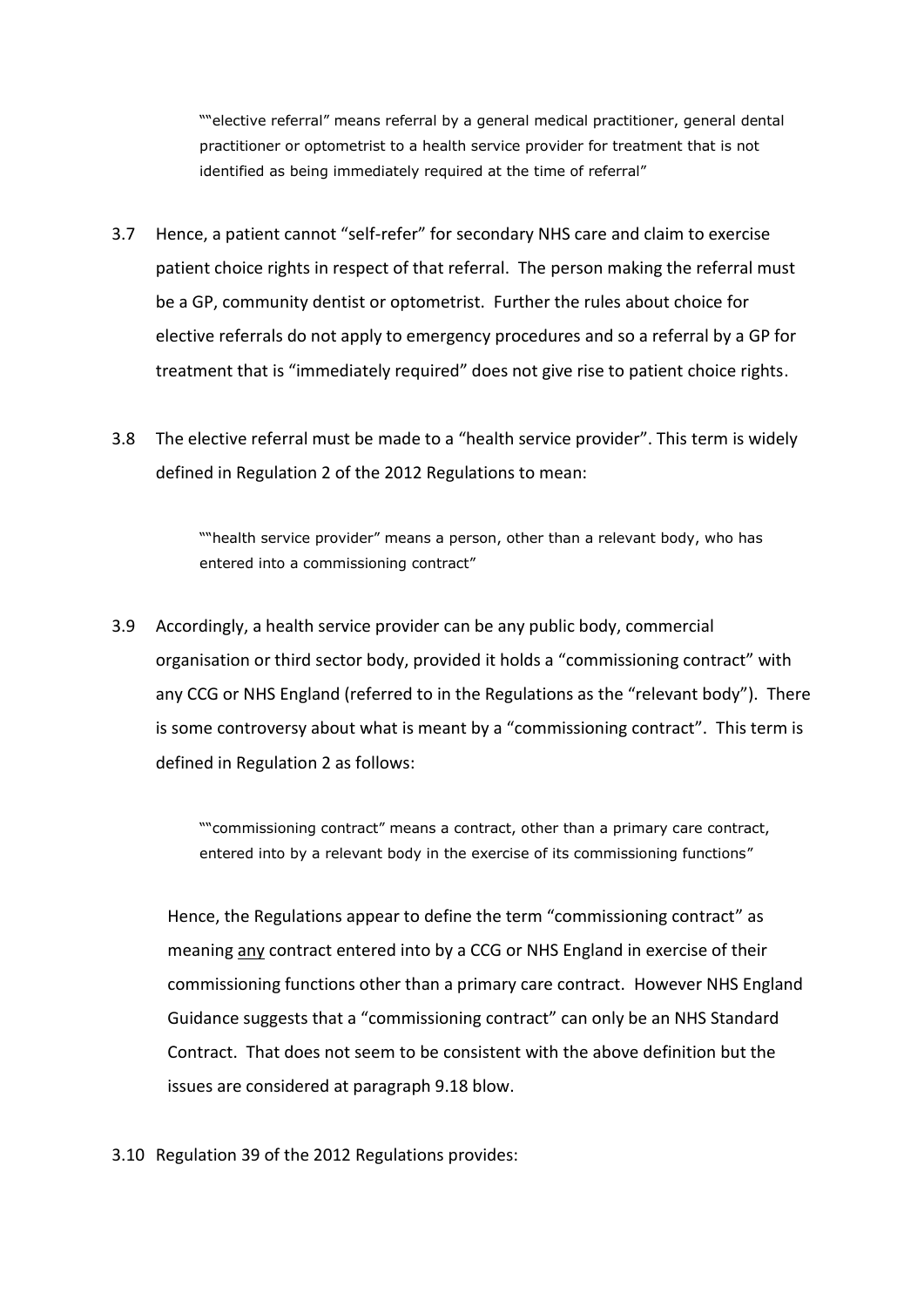> ""elective referral" means referral by a general medical practitioner, general dental practitioner or optometrist to a health service provider for treatment that is not identified as being immediately required at the time of referral"

3.7 Hence, a patient cannot "self-refer" for secondary NHS care and claim to exercise patient choice rights in respect of that referral. The person making the referral must be a GP, community dentist or optometrist. Further the rules about choice for elective referrals do not apply to emergency procedures and so a referral by a GP for treatment that is "immediately required" does not give rise to patient choice rights.

3.8 The elective referral must be made to a "health service provider". This term is widely defined in Regulation 2 of the 2012 Regulations to mean:

> ""health service provider" means a person, other than a relevant body, who has entered into a commissioning contract"

3.9 Accordingly, a health service provider can be any public body, commercial organisation or third sector body, provided it holds a "commissioning contract" with any CCG or NHS England (referred to in the Regulations as the "relevant body"). There is some controversy about what is meant by a "commissioning contract". This term is defined in Regulation 2 as follows:

> ""commissioning contract" means a contract, other than a primary care contract, entered into by a relevant body in the exercise of its commissioning functions"

Hence, the Regulations appear to define the term "commissioning contract" as meaning <u>any</u> contract entered into by a CCG or NHS England in exercise of their commissioning functions other than a primary care contract. However NHS England Guidance suggests that a "commissioning contract" can only be an NHS Standard Contract. That does not seem to be consistent with the above definition but the issues are considered at paragraph 9.18 blow.

3.10 Regulation 39 of the 2012 Regulations provides: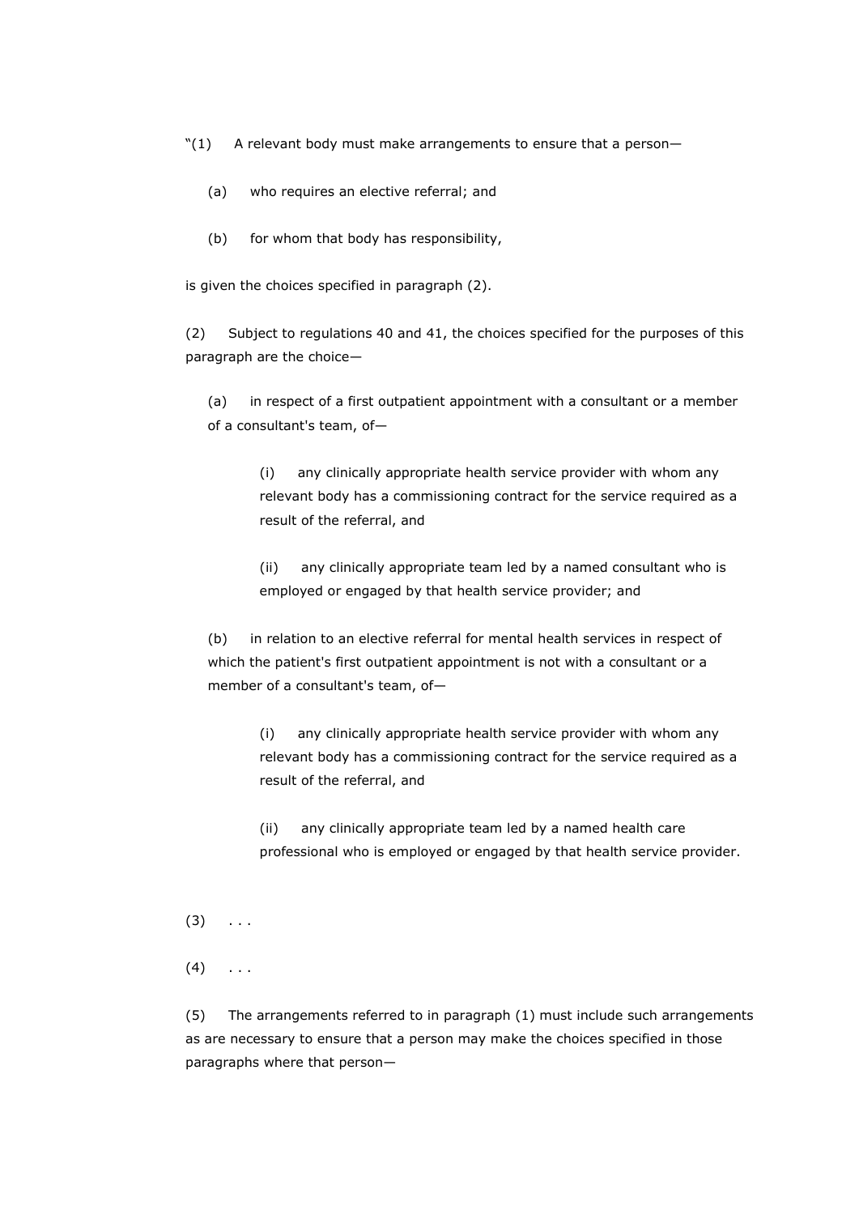"(1) A relevant body must make arrangements to ensure that a person—

(a) who requires an elective referral; and

(b) for whom that body has responsibility,

is given the choices specified in paragraph (2).

(2) Subject to regulations 40 and 41, the choices specified for the purposes of this paragraph are the choice—

(a) in respect of a first outpatient appointment with a consultant or a member of a consultant's team, of—

(i) any clinically appropriate health service provider with whom any relevant body has a commissioning contract for the service required as a result of the referral, and

(ii) any clinically appropriate team led by a named consultant who is employed or engaged by that health service provider; and

(b) in relation to an elective referral for mental health services in respect of which the patient's first outpatient appointment is not with a consultant or a member of a consultant's team, of—

(i) any clinically appropriate health service provider with whom any relevant body has a commissioning contract for the service required as a result of the referral, and

(ii) any clinically appropriate team led by a named health care professional who is employed or engaged by that health service provider.

(3) . . .

(4) . . .

(5) The arrangements referred to in paragraph (1) must include such arrangements as are necessary to ensure that a person may make the choices specified in those paragraphs where that person—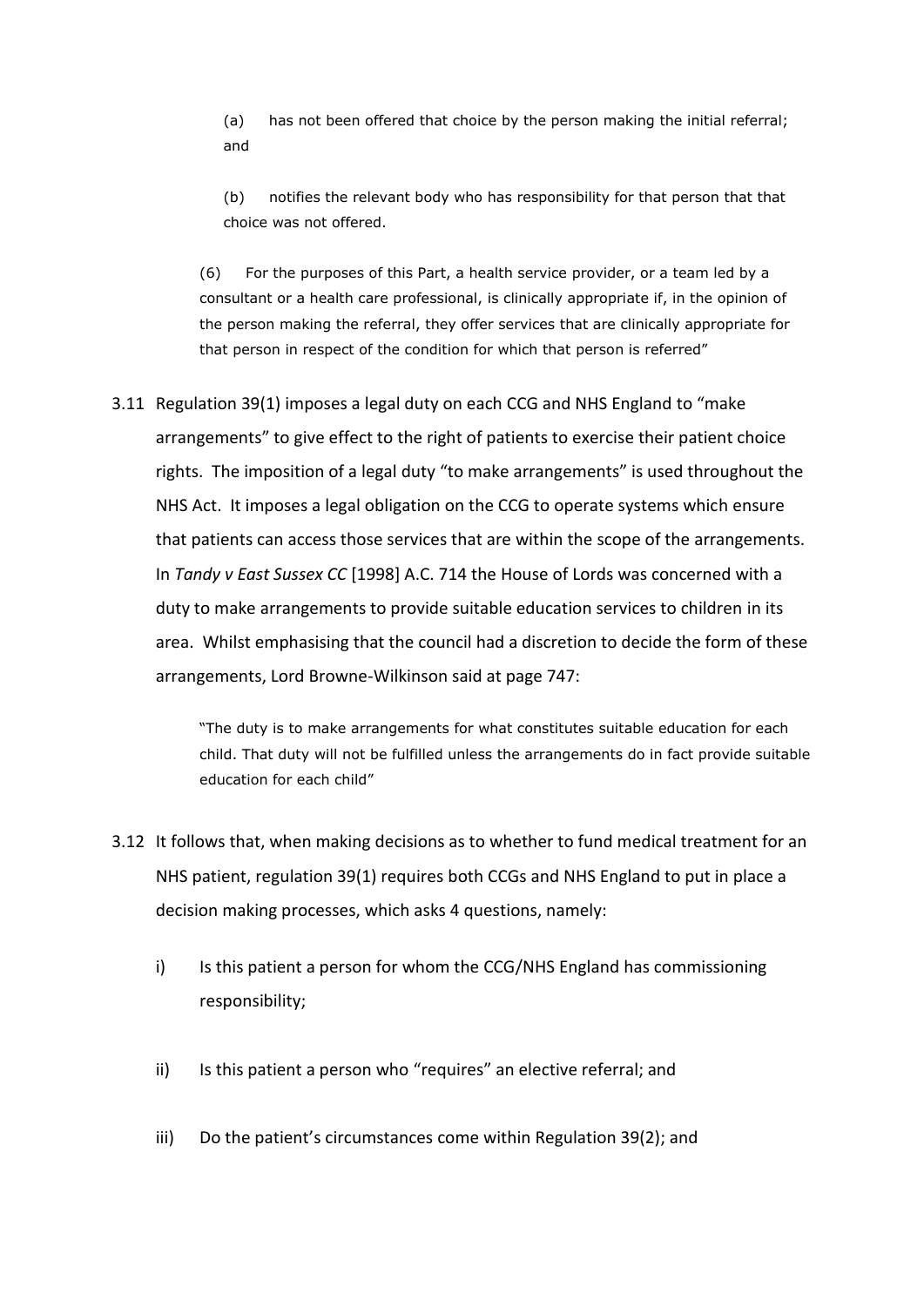> (a) has not been offered that choice by the person making the initial referral; and
>
> (b) notifies the relevant body who has responsibility for that person that that choice was not offered.
>
> (6) For the purposes of this Part, a health service provider, or a team led by a consultant or a health care professional, is clinically appropriate if, in the opinion of the person making the referral, they offer services that are clinically appropriate for that person in respect of the condition for which that person is referred"

3.11 Regulation 39(1) imposes a legal duty on each CCG and NHS England to "make arrangements" to give effect to the right of patients to exercise their patient choice rights. The imposition of a legal duty "to make arrangements" is used throughout the NHS Act. It imposes a legal obligation on the CCG to operate systems which ensure that patients can access those services that are within the scope of the arrangements. In *Tandy v East Sussex CC* [1998] A.C. 714 the House of Lords was concerned with a duty to make arrangements to provide suitable education services to children in its area. Whilst emphasising that the council had a discretion to decide the form of these arrangements, Lord Browne-Wilkinson said at page 747:

> "The duty is to make arrangements for what constitutes suitable education for each child. That duty will not be fulfilled unless the arrangements do in fact provide suitable education for each child"

3.12 It follows that, when making decisions as to whether to fund medical treatment for an NHS patient, regulation 39(1) requires both CCGs and NHS England to put in place a decision making processes, which asks 4 questions, namely:

i) Is this patient a person for whom the CCG/NHS England has commissioning responsibility;

ii) Is this patient a person who "requires" an elective referral; and

iii) Do the patient's circumstances come within Regulation 39(2); and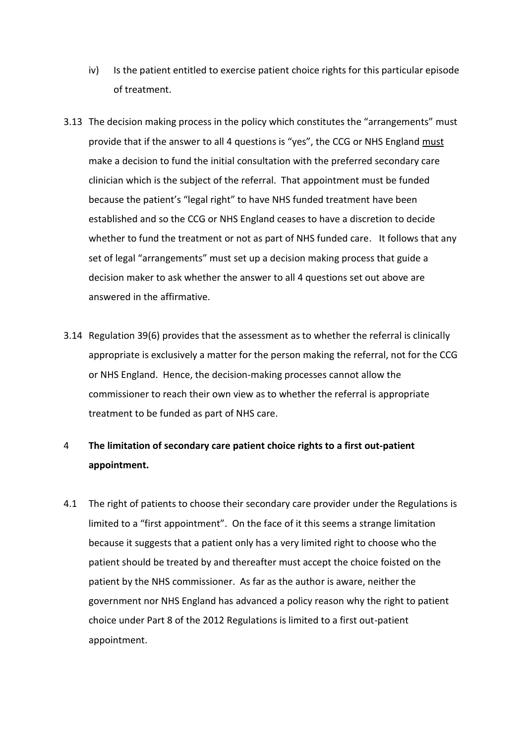iv) Is the patient entitled to exercise patient choice rights for this particular episode of treatment.

3.13 The decision making process in the policy which constitutes the "arrangements" must provide that if the answer to all 4 questions is "yes", the CCG or NHS England <u>must</u> make a decision to fund the initial consultation with the preferred secondary care clinician which is the subject of the referral. That appointment must be funded because the patient's "legal right" to have NHS funded treatment have been established and so the CCG or NHS England ceases to have a discretion to decide whether to fund the treatment or not as part of NHS funded care. It follows that any set of legal "arrangements" must set up a decision making process that guide a decision maker to ask whether the answer to all 4 questions set out above are answered in the affirmative.

3.14 Regulation 39(6) provides that the assessment as to whether the referral is clinically appropriate is exclusively a matter for the person making the referral, not for the CCG or NHS England. Hence, the decision-making processes cannot allow the commissioner to reach their own view as to whether the referral is appropriate treatment to be funded as part of NHS care.

## 4 The limitation of secondary care patient choice rights to a first out-patient appointment.

4.1 The right of patients to choose their secondary care provider under the Regulations is limited to a "first appointment". On the face of it this seems a strange limitation because it suggests that a patient only has a very limited right to choose who the patient should be treated by and thereafter must accept the choice foisted on the patient by the NHS commissioner. As far as the author is aware, neither the government nor NHS England has advanced a policy reason why the right to patient choice under Part 8 of the 2012 Regulations is limited to a first out-patient appointment.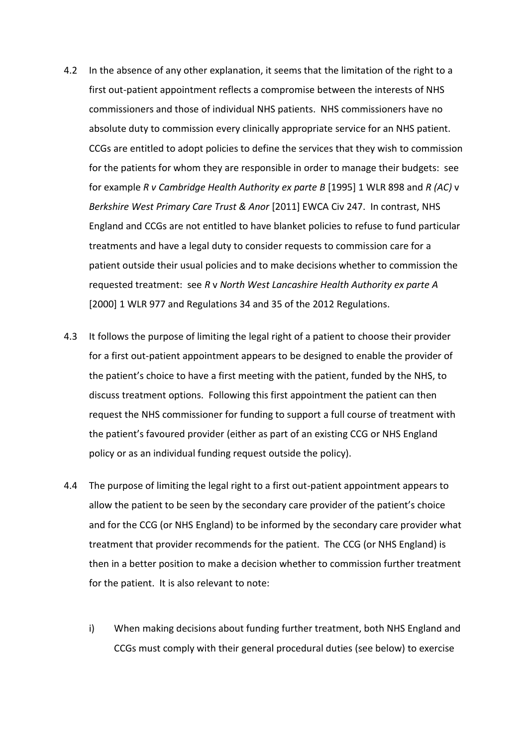4.2 In the absence of any other explanation, it seems that the limitation of the right to a first out-patient appointment reflects a compromise between the interests of NHS commissioners and those of individual NHS patients. NHS commissioners have no absolute duty to commission every clinically appropriate service for an NHS patient. CCGs are entitled to adopt policies to define the services that they wish to commission for the patients for whom they are responsible in order to manage their budgets: see for example *R v Cambridge Health Authority ex parte B* [1995] 1 WLR 898 and *R (AC)* v *Berkshire West Primary Care Trust & Anor* [2011] EWCA Civ 247. In contrast, NHS England and CCGs are not entitled to have blanket policies to refuse to fund particular treatments and have a legal duty to consider requests to commission care for a patient outside their usual policies and to make decisions whether to commission the requested treatment: see *R* v *North West Lancashire Health Authority ex parte A* [2000] 1 WLR 977 and Regulations 34 and 35 of the 2012 Regulations.

4.3 It follows the purpose of limiting the legal right of a patient to choose their provider for a first out-patient appointment appears to be designed to enable the provider of the patient's choice to have a first meeting with the patient, funded by the NHS, to discuss treatment options. Following this first appointment the patient can then request the NHS commissioner for funding to support a full course of treatment with the patient's favoured provider (either as part of an existing CCG or NHS England policy or as an individual funding request outside the policy).

4.4 The purpose of limiting the legal right to a first out-patient appointment appears to allow the patient to be seen by the secondary care provider of the patient's choice and for the CCG (or NHS England) to be informed by the secondary care provider what treatment that provider recommends for the patient. The CCG (or NHS England) is then in a better position to make a decision whether to commission further treatment for the patient. It is also relevant to note:

i) When making decisions about funding further treatment, both NHS England and CCGs must comply with their general procedural duties (see below) to exercise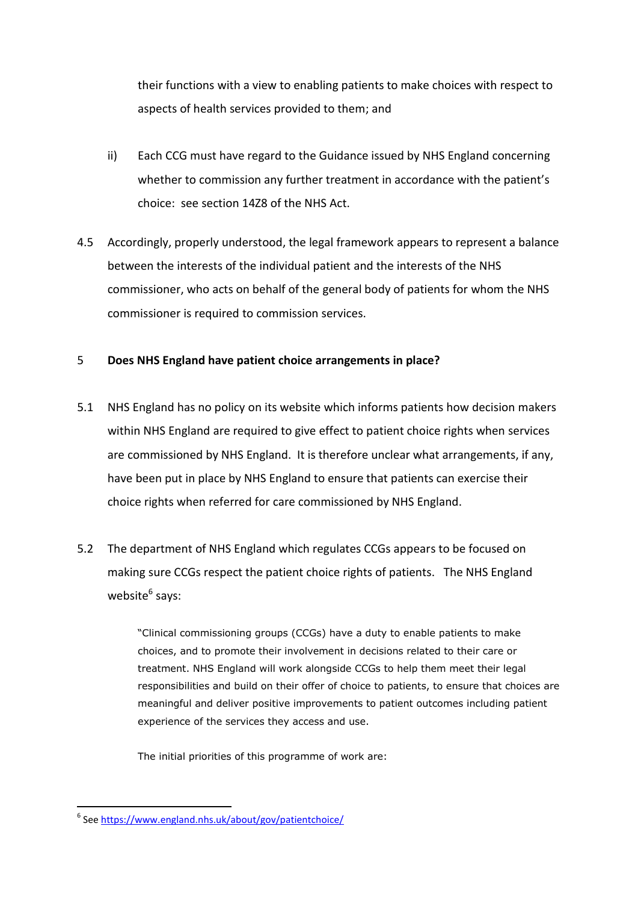their functions with a view to enabling patients to make choices with respect to aspects of health services provided to them; and

ii) Each CCG must have regard to the Guidance issued by NHS England concerning whether to commission any further treatment in accordance with the patient's choice: see section 14Z8 of the NHS Act.

4.5 Accordingly, properly understood, the legal framework appears to represent a balance between the interests of the individual patient and the interests of the NHS commissioner, who acts on behalf of the general body of patients for whom the NHS commissioner is required to commission services.

## 5 Does NHS England have patient choice arrangements in place?

5.1 NHS England has no policy on its website which informs patients how decision makers within NHS England are required to give effect to patient choice rights when services are commissioned by NHS England. It is therefore unclear what arrangements, if any, have been put in place by NHS England to ensure that patients can exercise their choice rights when referred for care commissioned by NHS England.

5.2 The department of NHS England which regulates CCGs appears to be focused on making sure CCGs respect the patient choice rights of patients. The NHS England website[6] says:

> "Clinical commissioning groups (CCGs) have a duty to enable patients to make choices, and to promote their involvement in decisions related to their care or treatment. NHS England will work alongside CCGs to help them meet their legal responsibilities and build on their offer of choice to patients, to ensure that choices are meaningful and deliver positive improvements to patient outcomes including patient experience of the services they access and use.
>
> The initial priorities of this programme of work are:

---

[6] See https://www.england.nhs.uk/about/gov/patientchoice/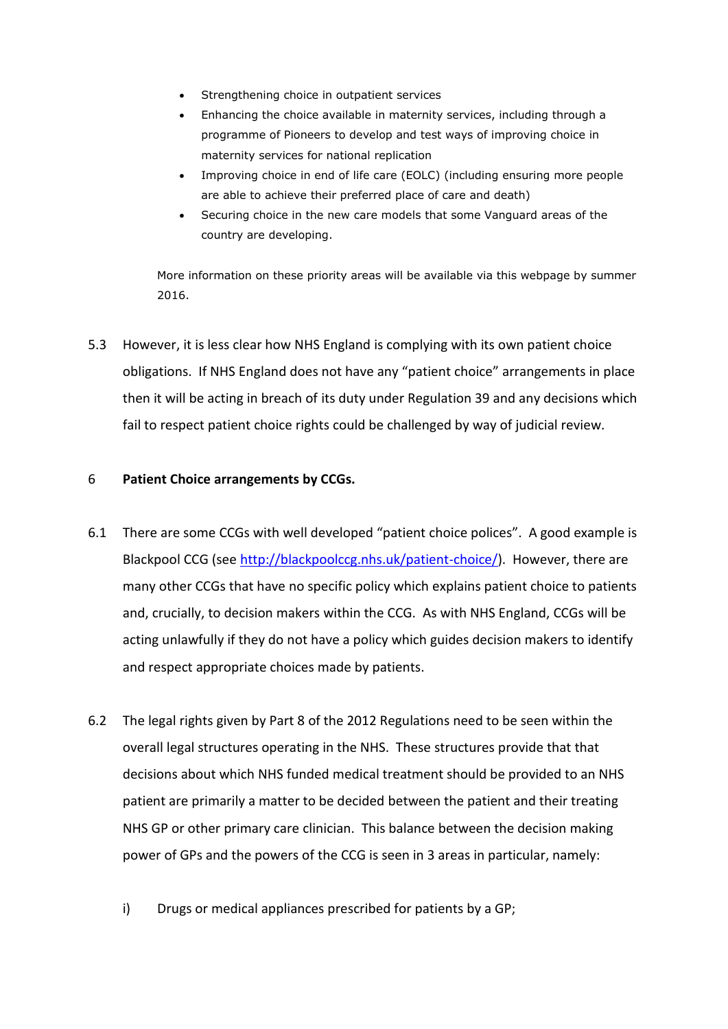- Strengthening choice in outpatient services
- Enhancing the choice available in maternity services, including through a programme of Pioneers to develop and test ways of improving choice in maternity services for national replication
- Improving choice in end of life care (EOLC) (including ensuring more people are able to achieve their preferred place of care and death)
- Securing choice in the new care models that some Vanguard areas of the country are developing.

More information on these priority areas will be available via this webpage by summer 2016.

5.3 However, it is less clear how NHS England is complying with its own patient choice obligations. If NHS England does not have any "patient choice" arrangements in place then it will be acting in breach of its duty under Regulation 39 and any decisions which fail to respect patient choice rights could be challenged by way of judicial review.

6 **Patient Choice arrangements by CCGs.**

6.1 There are some CCGs with well developed "patient choice polices". A good example is Blackpool CCG (see http://blackpoolccg.nhs.uk/patient-choice/). However, there are many other CCGs that have no specific policy which explains patient choice to patients and, crucially, to decision makers within the CCG. As with NHS England, CCGs will be acting unlawfully if they do not have a policy which guides decision makers to identify and respect appropriate choices made by patients.

6.2 The legal rights given by Part 8 of the 2012 Regulations need to be seen within the overall legal structures operating in the NHS. These structures provide that that decisions about which NHS funded medical treatment should be provided to an NHS patient are primarily a matter to be decided between the patient and their treating NHS GP or other primary care clinician. This balance between the decision making power of GPs and the powers of the CCG is seen in 3 areas in particular, namely:

i) Drugs or medical appliances prescribed for patients by a GP;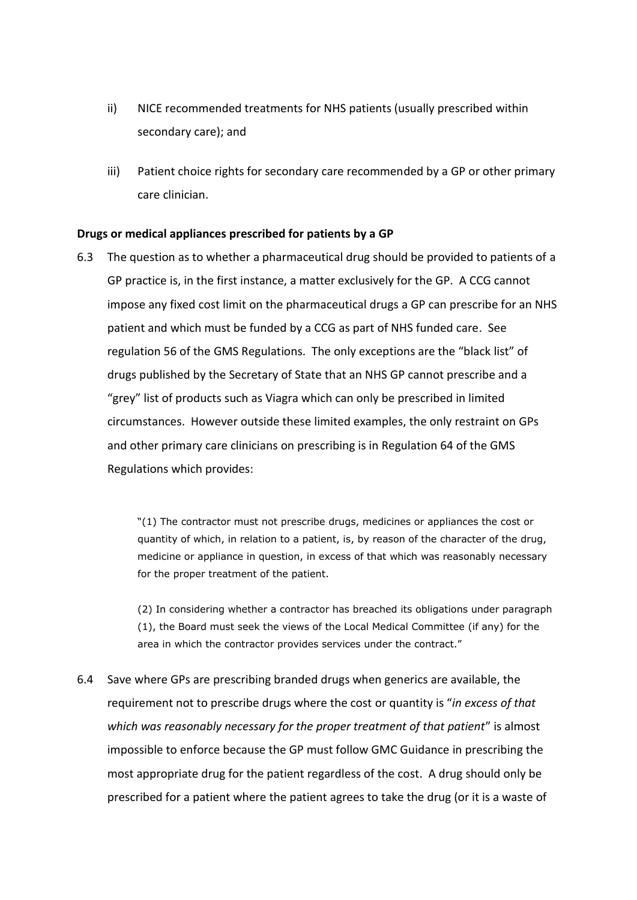ii) NICE recommended treatments for NHS patients (usually prescribed within secondary care); and

iii) Patient choice rights for secondary care recommended by a GP or other primary care clinician.

**Drugs or medical appliances prescribed for patients by a GP**

6.3 The question as to whether a pharmaceutical drug should be provided to patients of a GP practice is, in the first instance, a matter exclusively for the GP. A CCG cannot impose any fixed cost limit on the pharmaceutical drugs a GP can prescribe for an NHS patient and which must be funded by a CCG as part of NHS funded care. See regulation 56 of the GMS Regulations. The only exceptions are the "black list" of drugs published by the Secretary of State that an NHS GP cannot prescribe and a "grey" list of products such as Viagra which can only be prescribed in limited circumstances. However outside these limited examples, the only restraint on GPs and other primary care clinicians on prescribing is in Regulation 64 of the GMS Regulations which provides:

> "(1) The contractor must not prescribe drugs, medicines or appliances the cost or quantity of which, in relation to a patient, is, by reason of the character of the drug, medicine or appliance in question, in excess of that which was reasonably necessary for the proper treatment of the patient.
>
> (2) In considering whether a contractor has breached its obligations under paragraph (1), the Board must seek the views of the Local Medical Committee (if any) for the area in which the contractor provides services under the contract."

6.4 Save where GPs are prescribing branded drugs when generics are available, the requirement not to prescribe drugs where the cost or quantity is "*in excess of that which was reasonably necessary for the proper treatment of that patient*" is almost impossible to enforce because the GP must follow GMC Guidance in prescribing the most appropriate drug for the patient regardless of the cost. A drug should only be prescribed for a patient where the patient agrees to take the drug (or it is a waste of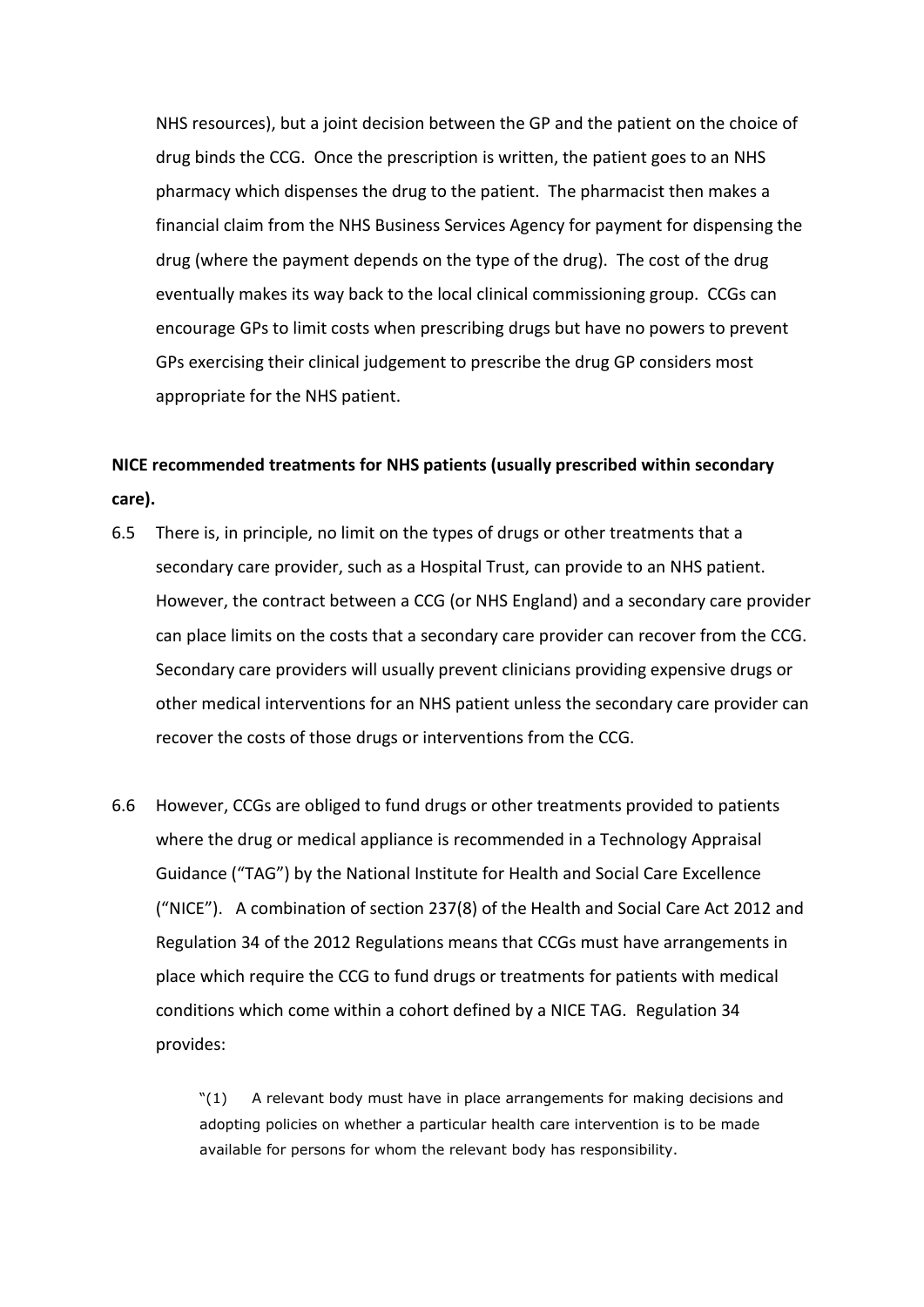NHS resources), but a joint decision between the GP and the patient on the choice of drug binds the CCG. Once the prescription is written, the patient goes to an NHS pharmacy which dispenses the drug to the patient. The pharmacist then makes a financial claim from the NHS Business Services Agency for payment for dispensing the drug (where the payment depends on the type of the drug). The cost of the drug eventually makes its way back to the local clinical commissioning group. CCGs can encourage GPs to limit costs when prescribing drugs but have no powers to prevent GPs exercising their clinical judgement to prescribe the drug GP considers most appropriate for the NHS patient.

**NICE recommended treatments for NHS patients (usually prescribed within secondary care).**

6.5 There is, in principle, no limit on the types of drugs or other treatments that a secondary care provider, such as a Hospital Trust, can provide to an NHS patient. However, the contract between a CCG (or NHS England) and a secondary care provider can place limits on the costs that a secondary care provider can recover from the CCG. Secondary care providers will usually prevent clinicians providing expensive drugs or other medical interventions for an NHS patient unless the secondary care provider can recover the costs of those drugs or interventions from the CCG.

6.6 However, CCGs are obliged to fund drugs or other treatments provided to patients where the drug or medical appliance is recommended in a Technology Appraisal Guidance ("TAG") by the National Institute for Health and Social Care Excellence ("NICE"). A combination of section 237(8) of the Health and Social Care Act 2012 and Regulation 34 of the 2012 Regulations means that CCGs must have arrangements in place which require the CCG to fund drugs or treatments for patients with medical conditions which come within a cohort defined by a NICE TAG. Regulation 34 provides:

> "(1) A relevant body must have in place arrangements for making decisions and adopting policies on whether a particular health care intervention is to be made available for persons for whom the relevant body has responsibility.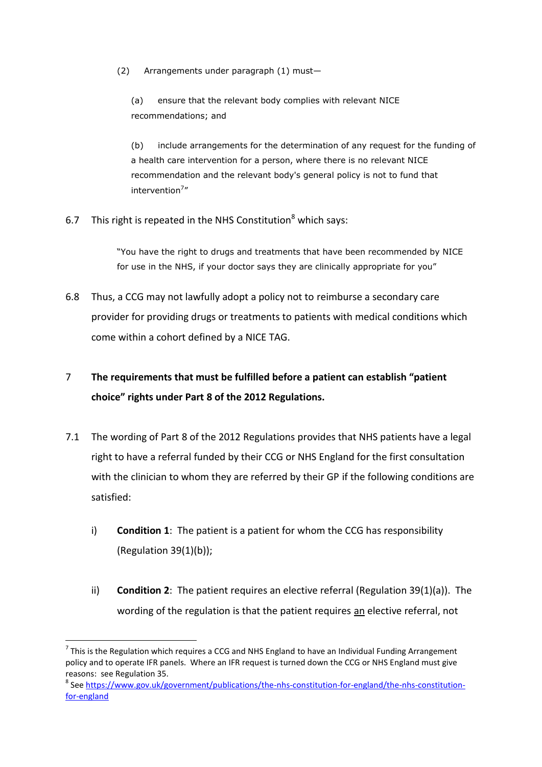(2) Arrangements under paragraph (1) must—

> (a) ensure that the relevant body complies with relevant NICE recommendations; and
>
> (b) include arrangements for the determination of any request for the funding of a health care intervention for a person, where there is no relevant NICE recommendation and the relevant body's general policy is not to fund that intervention[7]"

6.7 This right is repeated in the NHS Constitution[8] which says:

> "You have the right to drugs and treatments that have been recommended by NICE for use in the NHS, if your doctor says they are clinically appropriate for you"

6.8 Thus, a CCG may not lawfully adopt a policy not to reimburse a secondary care provider for providing drugs or treatments to patients with medical conditions which come within a cohort defined by a NICE TAG.

## 7 The requirements that must be fulfilled before a patient can establish "patient choice" rights under Part 8 of the 2012 Regulations.

7.1 The wording of Part 8 of the 2012 Regulations provides that NHS patients have a legal right to have a referral funded by their CCG or NHS England for the first consultation with the clinician to whom they are referred by their GP if the following conditions are satisfied:

i) **Condition 1**: The patient is a patient for whom the CCG has responsibility (Regulation 39(1)(b));

ii) **Condition 2**: The patient requires an elective referral (Regulation 39(1)(a)). The wording of the regulation is that the patient requires <u>an</u> elective referral, not

---

[7] This is the Regulation which requires a CCG and NHS England to have an Individual Funding Arrangement policy and to operate IFR panels. Where an IFR request is turned down the CCG or NHS England must give reasons: see Regulation 35.

[8] See [https://www.gov.uk/government/publications/the-nhs-constitution-for-england/the-nhs-constitution-for-england](https://www.gov.uk/government/publications/the-nhs-constitution-for-england/the-nhs-constitution-for-england)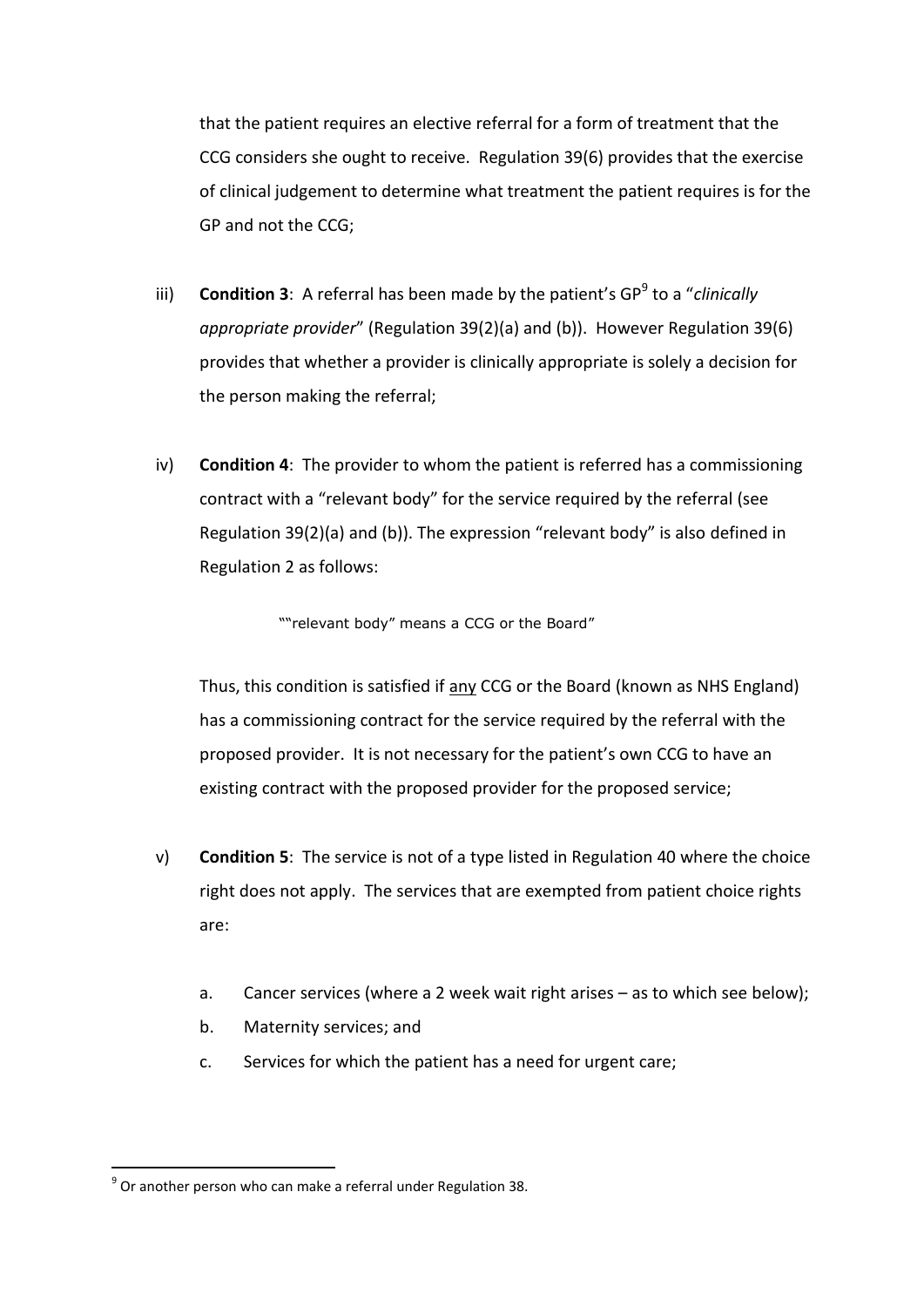that the patient requires an elective referral for a form of treatment that the CCG considers she ought to receive. Regulation 39(6) provides that the exercise of clinical judgement to determine what treatment the patient requires is for the GP and not the CCG;

iii) **Condition 3**: A referral has been made by the patient's GP[9] to a "*clinically appropriate provider*" (Regulation 39(2)(a) and (b)). However Regulation 39(6) provides that whether a provider is clinically appropriate is solely a decision for the person making the referral;

iv) **Condition 4**: The provider to whom the patient is referred has a commissioning contract with a "relevant body" for the service required by the referral (see Regulation 39(2)(a) and (b)). The expression "relevant body" is also defined in Regulation 2 as follows:

> ""relevant body" means a CCG or the Board"

Thus, this condition is satisfied if <u>any</u> CCG or the Board (known as NHS England) has a commissioning contract for the service required by the referral with the proposed provider. It is not necessary for the patient's own CCG to have an existing contract with the proposed provider for the proposed service;

v) **Condition 5**: The service is not of a type listed in Regulation 40 where the choice right does not apply. The services that are exempted from patient choice rights are:

   a. Cancer services (where a 2 week wait right arises – as to which see below);
   b. Maternity services; and
   c. Services for which the patient has a need for urgent care;

---

[9] Or another person who can make a referral under Regulation 38.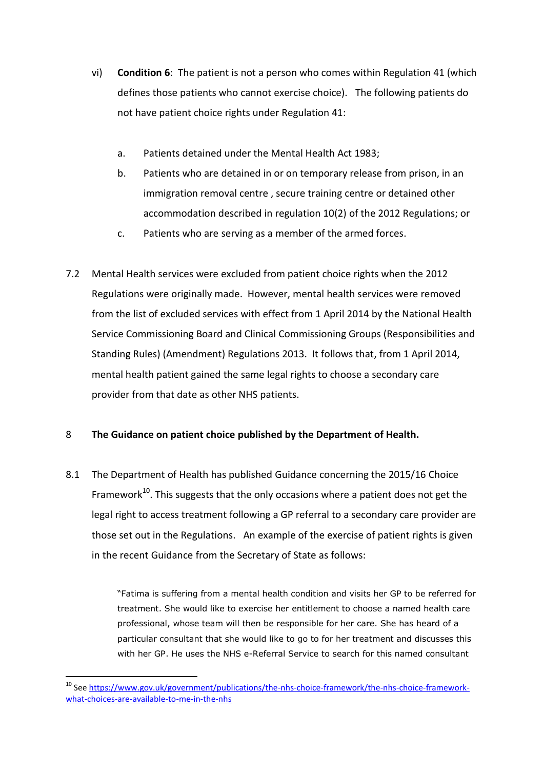vi) **Condition 6**: The patient is not a person who comes within Regulation 41 (which defines those patients who cannot exercise choice). The following patients do not have patient choice rights under Regulation 41:

   a. Patients detained under the Mental Health Act 1983;

   b. Patients who are detained in or on temporary release from prison, in an immigration removal centre , secure training centre or detained other accommodation described in regulation 10(2) of the 2012 Regulations; or

   c. Patients who are serving as a member of the armed forces.

7.2 Mental Health services were excluded from patient choice rights when the 2012 Regulations were originally made. However, mental health services were removed from the list of excluded services with effect from 1 April 2014 by the National Health Service Commissioning Board and Clinical Commissioning Groups (Responsibilities and Standing Rules) (Amendment) Regulations 2013. It follows that, from 1 April 2014, mental health patient gained the same legal rights to choose a secondary care provider from that date as other NHS patients.

## 8 The Guidance on patient choice published by the Department of Health.

8.1 The Department of Health has published Guidance concerning the 2015/16 Choice Framework[10]. This suggests that the only occasions where a patient does not get the legal right to access treatment following a GP referral to a secondary care provider are those set out in the Regulations. An example of the exercise of patient rights is given in the recent Guidance from the Secretary of State as follows:

> "Fatima is suffering from a mental health condition and visits her GP to be referred for treatment. She would like to exercise her entitlement to choose a named health care professional, whose team will then be responsible for her care. She has heard of a particular consultant that she would like to go to for her treatment and discusses this with her GP. He uses the NHS e-Referral Service to search for this named consultant

[10] See https://www.gov.uk/government/publications/the-nhs-choice-framework/the-nhs-choice-framework-what-choices-are-available-to-me-in-the-nhs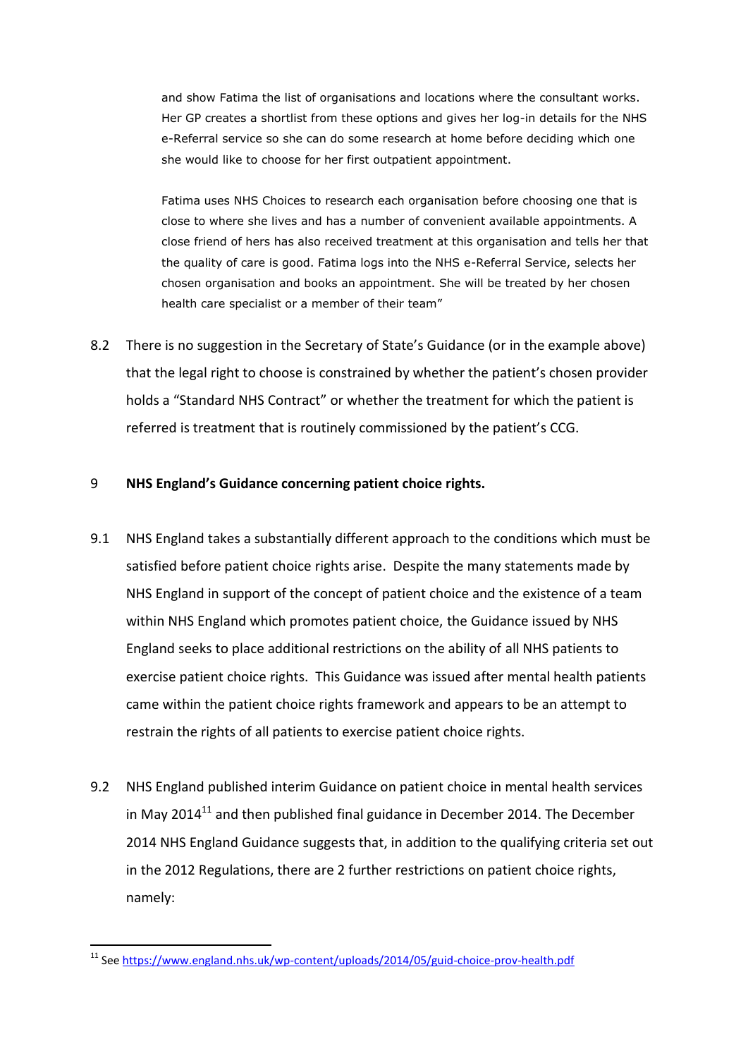> and show Fatima the list of organisations and locations where the consultant works. Her GP creates a shortlist from these options and gives her log-in details for the NHS e-Referral service so she can do some research at home before deciding which one she would like to choose for her first outpatient appointment.
>
> Fatima uses NHS Choices to research each organisation before choosing one that is close to where she lives and has a number of convenient available appointments. A close friend of hers has also received treatment at this organisation and tells her that the quality of care is good. Fatima logs into the NHS e-Referral Service, selects her chosen organisation and books an appointment. She will be treated by her chosen health care specialist or a member of their team"

8.2 There is no suggestion in the Secretary of State's Guidance (or in the example above) that the legal right to choose is constrained by whether the patient's chosen provider holds a "Standard NHS Contract" or whether the treatment for which the patient is referred is treatment that is routinely commissioned by the patient's CCG.

## 9 NHS England's Guidance concerning patient choice rights.

9.1 NHS England takes a substantially different approach to the conditions which must be satisfied before patient choice rights arise. Despite the many statements made by NHS England in support of the concept of patient choice and the existence of a team within NHS England which promotes patient choice, the Guidance issued by NHS England seeks to place additional restrictions on the ability of all NHS patients to exercise patient choice rights. This Guidance was issued after mental health patients came within the patient choice rights framework and appears to be an attempt to restrain the rights of all patients to exercise patient choice rights.

9.2 NHS England published interim Guidance on patient choice in mental health services in May 2014[11] and then published final guidance in December 2014. The December 2014 NHS England Guidance suggests that, in addition to the qualifying criteria set out in the 2012 Regulations, there are 2 further restrictions on patient choice rights, namely:

[11] See https://www.england.nhs.uk/wp-content/uploads/2014/05/guid-choice-prov-health.pdf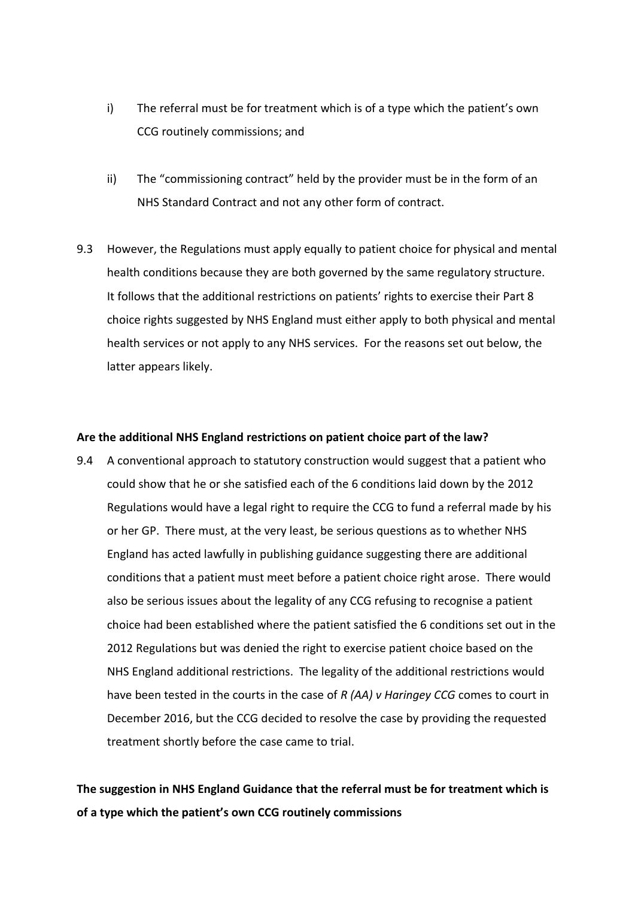i) The referral must be for treatment which is of a type which the patient's own CCG routinely commissions; and

ii) The "commissioning contract" held by the provider must be in the form of an NHS Standard Contract and not any other form of contract.

9.3 However, the Regulations must apply equally to patient choice for physical and mental health conditions because they are both governed by the same regulatory structure. It follows that the additional restrictions on patients' rights to exercise their Part 8 choice rights suggested by NHS England must either apply to both physical and mental health services or not apply to any NHS services. For the reasons set out below, the latter appears likely.

**Are the additional NHS England restrictions on patient choice part of the law?**

9.4 A conventional approach to statutory construction would suggest that a patient who could show that he or she satisfied each of the 6 conditions laid down by the 2012 Regulations would have a legal right to require the CCG to fund a referral made by his or her GP. There must, at the very least, be serious questions as to whether NHS England has acted lawfully in publishing guidance suggesting there are additional conditions that a patient must meet before a patient choice right arose. There would also be serious issues about the legality of any CCG refusing to recognise a patient choice had been established where the patient satisfied the 6 conditions set out in the 2012 Regulations but was denied the right to exercise patient choice based on the NHS England additional restrictions. The legality of the additional restrictions would have been tested in the courts in the case of *R (AA) v Haringey CCG* comes to court in December 2016, but the CCG decided to resolve the case by providing the requested treatment shortly before the case came to trial.

**The suggestion in NHS England Guidance that the referral must be for treatment which is of a type which the patient's own CCG routinely commissions**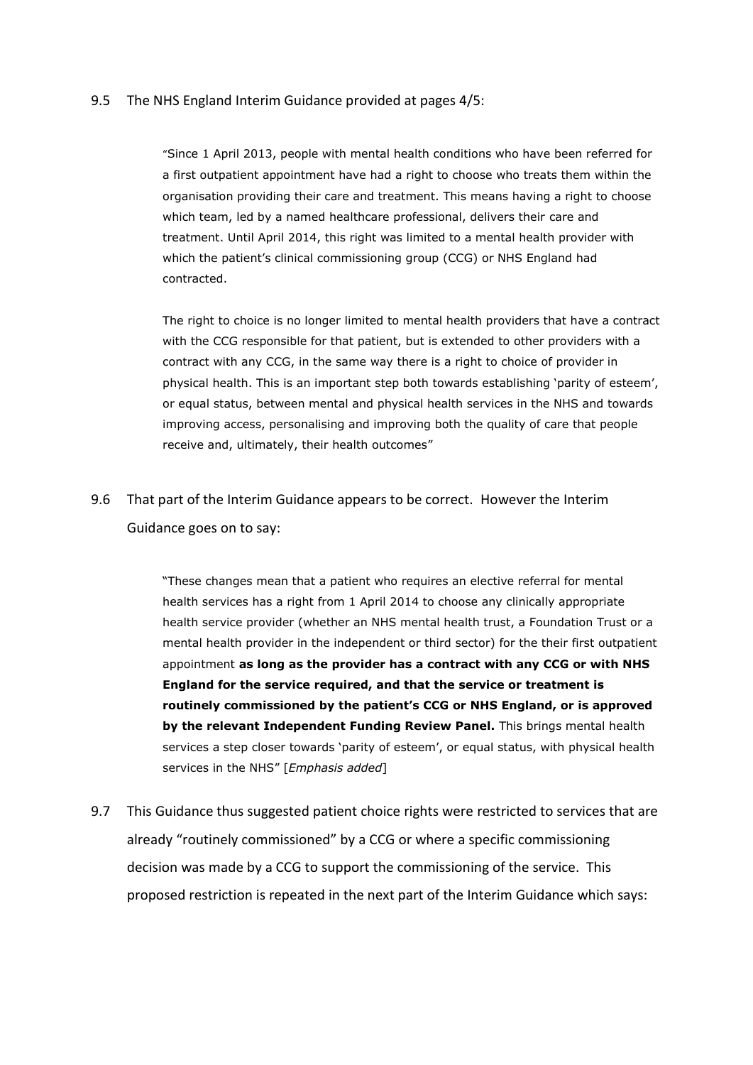9.5 The NHS England Interim Guidance provided at pages 4/5:

> "Since 1 April 2013, people with mental health conditions who have been referred for a first outpatient appointment have had a right to choose who treats them within the organisation providing their care and treatment. This means having a right to choose which team, led by a named healthcare professional, delivers their care and treatment. Until April 2014, this right was limited to a mental health provider with which the patient's clinical commissioning group (CCG) or NHS England had contracted.
>
> The right to choice is no longer limited to mental health providers that have a contract with the CCG responsible for that patient, but is extended to other providers with a contract with any CCG, in the same way there is a right to choice of provider in physical health. This is an important step both towards establishing 'parity of esteem', or equal status, between mental and physical health services in the NHS and towards improving access, personalising and improving both the quality of care that people receive and, ultimately, their health outcomes"

9.6 That part of the Interim Guidance appears to be correct. However the Interim Guidance goes on to say:

> "These changes mean that a patient who requires an elective referral for mental health services has a right from 1 April 2014 to choose any clinically appropriate health service provider (whether an NHS mental health trust, a Foundation Trust or a mental health provider in the independent or third sector) for the their first outpatient appointment **as long as the provider has a contract with any CCG or with NHS England for the service required, and that the service or treatment is routinely commissioned by the patient's CCG or NHS England, or is approved by the relevant Independent Funding Review Panel.** This brings mental health services a step closer towards 'parity of esteem', or equal status, with physical health services in the NHS" [*Emphasis added*]

9.7 This Guidance thus suggested patient choice rights were restricted to services that are already "routinely commissioned" by a CCG or where a specific commissioning decision was made by a CCG to support the commissioning of the service. This proposed restriction is repeated in the next part of the Interim Guidance which says: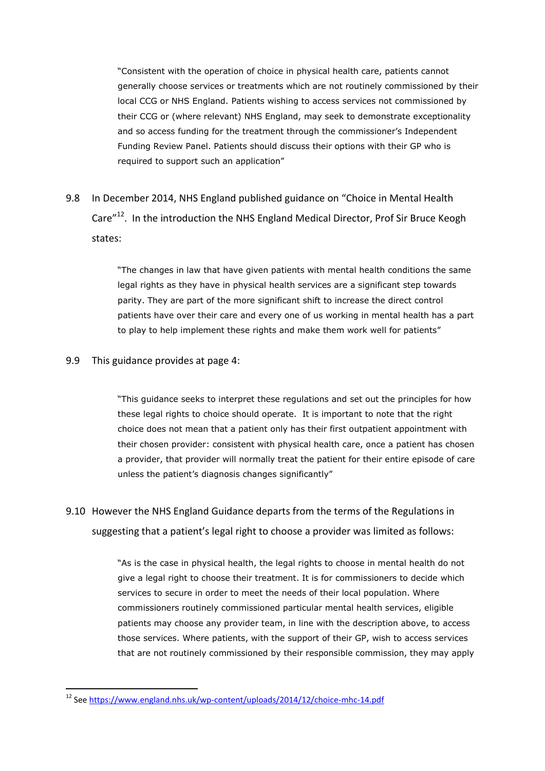> "Consistent with the operation of choice in physical health care, patients cannot generally choose services or treatments which are not routinely commissioned by their local CCG or NHS England. Patients wishing to access services not commissioned by their CCG or (where relevant) NHS England, may seek to demonstrate exceptionality and so access funding for the treatment through the commissioner's Independent Funding Review Panel. Patients should discuss their options with their GP who is required to support such an application"

9.8 In December 2014, NHS England published guidance on "Choice in Mental Health Care"[12]. In the introduction the NHS England Medical Director, Prof Sir Bruce Keogh states:

> "The changes in law that have given patients with mental health conditions the same legal rights as they have in physical health services are a significant step towards parity. They are part of the more significant shift to increase the direct control patients have over their care and every one of us working in mental health has a part to play to help implement these rights and make them work well for patients"

9.9 This guidance provides at page 4:

> "This guidance seeks to interpret these regulations and set out the principles for how these legal rights to choice should operate. It is important to note that the right choice does not mean that a patient only has their first outpatient appointment with their chosen provider: consistent with physical health care, once a patient has chosen a provider, that provider will normally treat the patient for their entire episode of care unless the patient's diagnosis changes significantly"

9.10 However the NHS England Guidance departs from the terms of the Regulations in suggesting that a patient's legal right to choose a provider was limited as follows:

> "As is the case in physical health, the legal rights to choose in mental health do not give a legal right to choose their treatment. It is for commissioners to decide which services to secure in order to meet the needs of their local population. Where commissioners routinely commissioned particular mental health services, eligible patients may choose any provider team, in line with the description above, to access those services. Where patients, with the support of their GP, wish to access services that are not routinely commissioned by their responsible commission, they may apply

---

[12] See https://www.england.nhs.uk/wp-content/uploads/2014/12/choice-mhc-14.pdf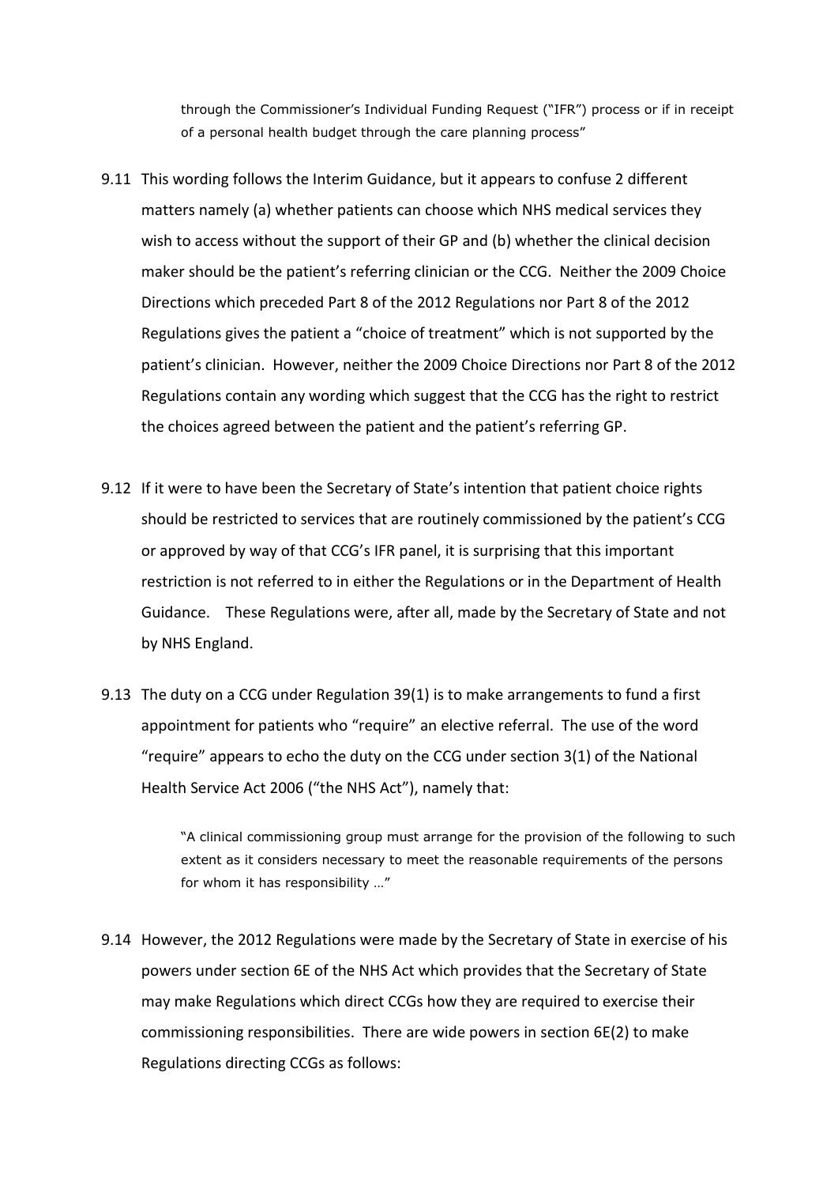> through the Commissioner's Individual Funding Request ("IFR") process or if in receipt of a personal health budget through the care planning process"

9.11 This wording follows the Interim Guidance, but it appears to confuse 2 different matters namely (a) whether patients can choose which NHS medical services they wish to access without the support of their GP and (b) whether the clinical decision maker should be the patient's referring clinician or the CCG. Neither the 2009 Choice Directions which preceded Part 8 of the 2012 Regulations nor Part 8 of the 2012 Regulations gives the patient a "choice of treatment" which is not supported by the patient's clinician. However, neither the 2009 Choice Directions nor Part 8 of the 2012 Regulations contain any wording which suggest that the CCG has the right to restrict the choices agreed between the patient and the patient's referring GP.

9.12 If it were to have been the Secretary of State's intention that patient choice rights should be restricted to services that are routinely commissioned by the patient's CCG or approved by way of that CCG's IFR panel, it is surprising that this important restriction is not referred to in either the Regulations or in the Department of Health Guidance. These Regulations were, after all, made by the Secretary of State and not by NHS England.

9.13 The duty on a CCG under Regulation 39(1) is to make arrangements to fund a first appointment for patients who "require" an elective referral. The use of the word "require" appears to echo the duty on the CCG under section 3(1) of the National Health Service Act 2006 ("the NHS Act"), namely that:

> "A clinical commissioning group must arrange for the provision of the following to such extent as it considers necessary to meet the reasonable requirements of the persons for whom it has responsibility …"

9.14 However, the 2012 Regulations were made by the Secretary of State in exercise of his powers under section 6E of the NHS Act which provides that the Secretary of State may make Regulations which direct CCGs how they are required to exercise their commissioning responsibilities. There are wide powers in section 6E(2) to make Regulations directing CCGs as follows: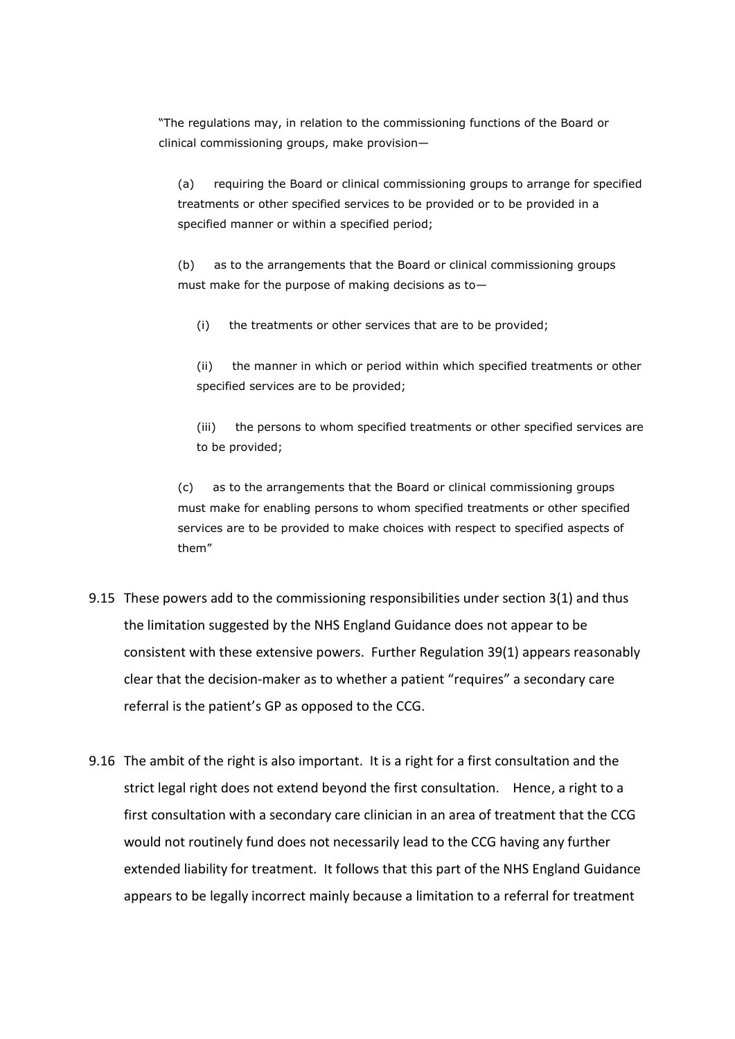"The regulations may, in relation to the commissioning functions of the Board or clinical commissioning groups, make provision—

> (a) requiring the Board or clinical commissioning groups to arrange for specified treatments or other specified services to be provided or to be provided in a specified manner or within a specified period;
>
> (b) as to the arrangements that the Board or clinical commissioning groups must make for the purpose of making decisions as to—
>
> > (i) the treatments or other services that are to be provided;
> >
> > (ii) the manner in which or period within which specified treatments or other specified services are to be provided;
> >
> > (iii) the persons to whom specified treatments or other specified services are to be provided;
>
> (c) as to the arrangements that the Board or clinical commissioning groups must make for enabling persons to whom specified treatments or other specified services are to be provided to make choices with respect to specified aspects of them"

9.15 These powers add to the commissioning responsibilities under section 3(1) and thus the limitation suggested by the NHS England Guidance does not appear to be consistent with these extensive powers. Further Regulation 39(1) appears reasonably clear that the decision-maker as to whether a patient "requires" a secondary care referral is the patient's GP as opposed to the CCG.

9.16 The ambit of the right is also important. It is a right for a first consultation and the strict legal right does not extend beyond the first consultation. Hence, a right to a first consultation with a secondary care clinician in an area of treatment that the CCG would not routinely fund does not necessarily lead to the CCG having any further extended liability for treatment. It follows that this part of the NHS England Guidance appears to be legally incorrect mainly because a limitation to a referral for treatment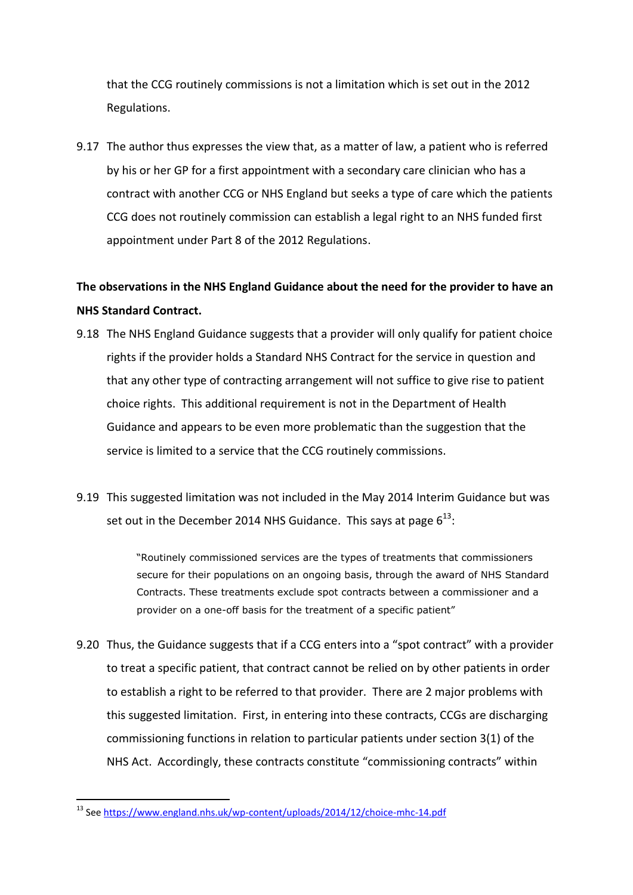that the CCG routinely commissions is not a limitation which is set out in the 2012 Regulations.

9.17 The author thus expresses the view that, as a matter of law, a patient who is referred by his or her GP for a first appointment with a secondary care clinician who has a contract with another CCG or NHS England but seeks a type of care which the patients CCG does not routinely commission can establish a legal right to an NHS funded first appointment under Part 8 of the 2012 Regulations.

**The observations in the NHS England Guidance about the need for the provider to have an NHS Standard Contract.**

9.18 The NHS England Guidance suggests that a provider will only qualify for patient choice rights if the provider holds a Standard NHS Contract for the service in question and that any other type of contracting arrangement will not suffice to give rise to patient choice rights. This additional requirement is not in the Department of Health Guidance and appears to be even more problematic than the suggestion that the service is limited to a service that the CCG routinely commissions.

9.19 This suggested limitation was not included in the May 2014 Interim Guidance but was set out in the December 2014 NHS Guidance. This says at page 6[13]:

> "Routinely commissioned services are the types of treatments that commissioners secure for their populations on an ongoing basis, through the award of NHS Standard Contracts. These treatments exclude spot contracts between a commissioner and a provider on a one-off basis for the treatment of a specific patient"

9.20 Thus, the Guidance suggests that if a CCG enters into a "spot contract" with a provider to treat a specific patient, that contract cannot be relied on by other patients in order to establish a right to be referred to that provider. There are 2 major problems with this suggested limitation. First, in entering into these contracts, CCGs are discharging commissioning functions in relation to particular patients under section 3(1) of the NHS Act. Accordingly, these contracts constitute "commissioning contracts" within

---

[13] See https://www.england.nhs.uk/wp-content/uploads/2014/12/choice-mhc-14.pdf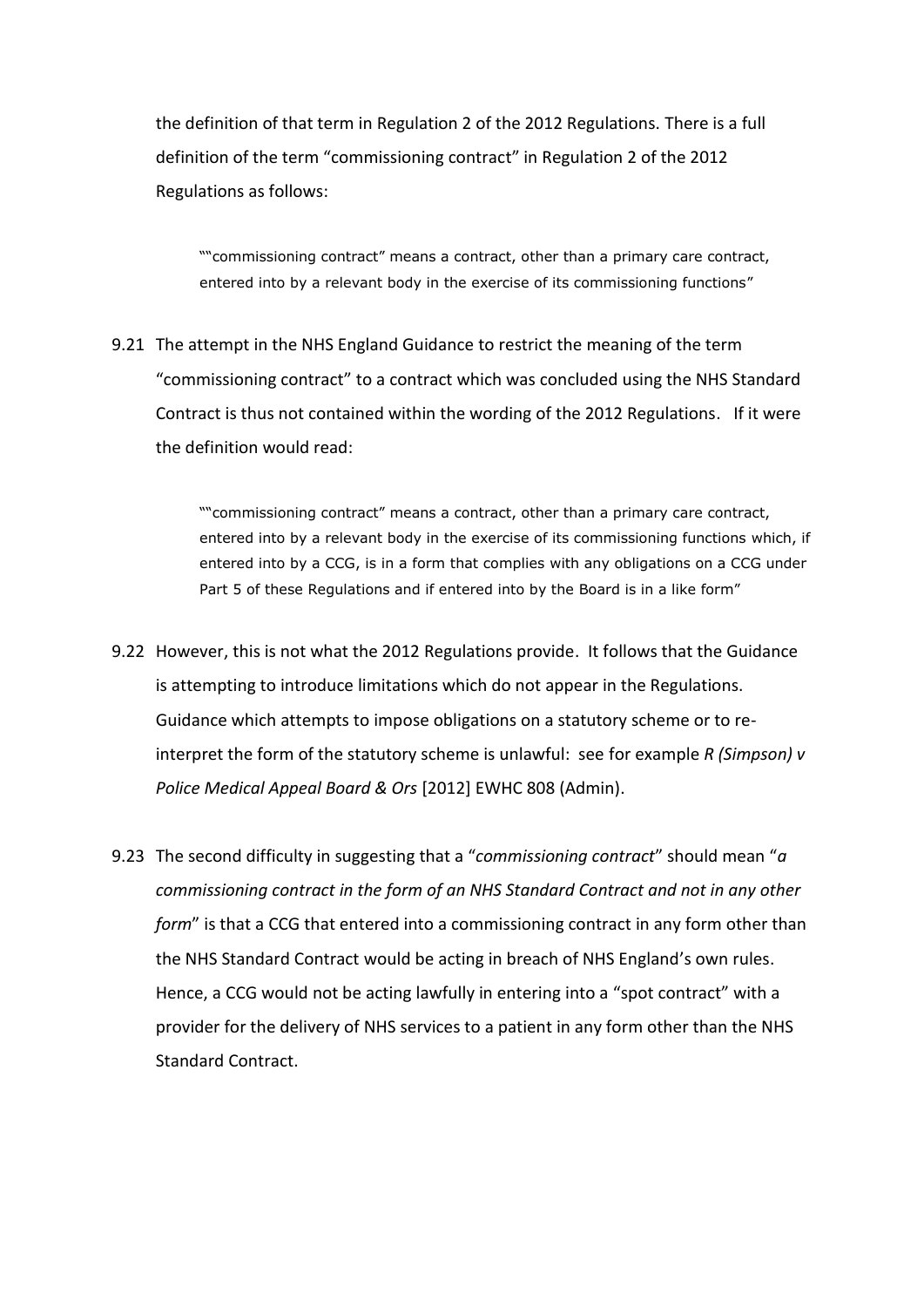the definition of that term in Regulation 2 of the 2012 Regulations. There is a full definition of the term "commissioning contract" in Regulation 2 of the 2012 Regulations as follows:

> ""commissioning contract" means a contract, other than a primary care contract, entered into by a relevant body in the exercise of its commissioning functions"

9.21 The attempt in the NHS England Guidance to restrict the meaning of the term "commissioning contract" to a contract which was concluded using the NHS Standard Contract is thus not contained within the wording of the 2012 Regulations. If it were the definition would read:

> ""commissioning contract" means a contract, other than a primary care contract, entered into by a relevant body in the exercise of its commissioning functions which, if entered into by a CCG, is in a form that complies with any obligations on a CCG under Part 5 of these Regulations and if entered into by the Board is in a like form"

9.22 However, this is not what the 2012 Regulations provide. It follows that the Guidance is attempting to introduce limitations which do not appear in the Regulations. Guidance which attempts to impose obligations on a statutory scheme or to re-interpret the form of the statutory scheme is unlawful: see for example *R (Simpson) v Police Medical Appeal Board & Ors* [2012] EWHC 808 (Admin).

9.23 The second difficulty in suggesting that a "*commissioning contract*" should mean "*a commissioning contract in the form of an NHS Standard Contract and not in any other form*" is that a CCG that entered into a commissioning contract in any form other than the NHS Standard Contract would be acting in breach of NHS England's own rules. Hence, a CCG would not be acting lawfully in entering into a "spot contract" with a provider for the delivery of NHS services to a patient in any form other than the NHS Standard Contract.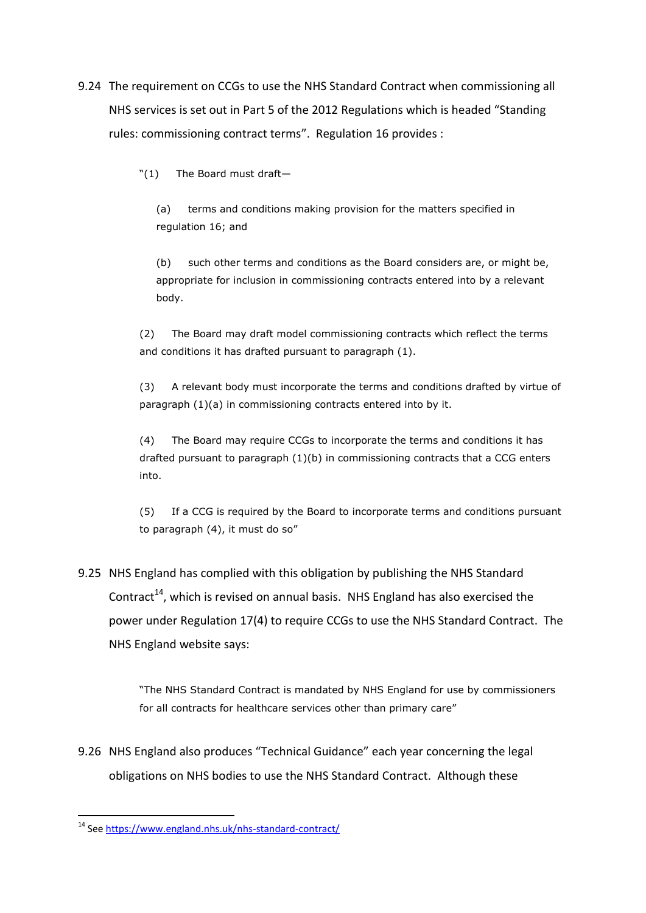9.24 The requirement on CCGs to use the NHS Standard Contract when commissioning all NHS services is set out in Part 5 of the 2012 Regulations which is headed "Standing rules: commissioning contract terms". Regulation 16 provides :

> "(1) The Board must draft—
>
> (a) terms and conditions making provision for the matters specified in regulation 16; and
>
> (b) such other terms and conditions as the Board considers are, or might be, appropriate for inclusion in commissioning contracts entered into by a relevant body.
>
> (2) The Board may draft model commissioning contracts which reflect the terms and conditions it has drafted pursuant to paragraph (1).
>
> (3) A relevant body must incorporate the terms and conditions drafted by virtue of paragraph (1)(a) in commissioning contracts entered into by it.
>
> (4) The Board may require CCGs to incorporate the terms and conditions it has drafted pursuant to paragraph (1)(b) in commissioning contracts that a CCG enters into.
>
> (5) If a CCG is required by the Board to incorporate terms and conditions pursuant to paragraph (4), it must do so"

9.25 NHS England has complied with this obligation by publishing the NHS Standard Contract[14], which is revised on annual basis. NHS England has also exercised the power under Regulation 17(4) to require CCGs to use the NHS Standard Contract. The NHS England website says:

> "The NHS Standard Contract is mandated by NHS England for use by commissioners for all contracts for healthcare services other than primary care"

9.26 NHS England also produces "Technical Guidance" each year concerning the legal obligations on NHS bodies to use the NHS Standard Contract. Although these

---

[14] See https://www.england.nhs.uk/nhs-standard-contract/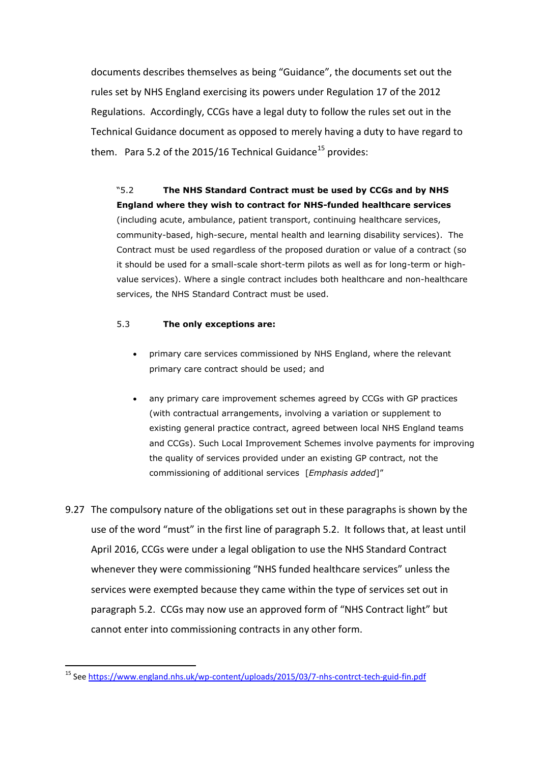documents describes themselves as being "Guidance", the documents set out the rules set by NHS England exercising its powers under Regulation 17 of the 2012 Regulations. Accordingly, CCGs have a legal duty to follow the rules set out in the Technical Guidance document as opposed to merely having a duty to have regard to them. Para 5.2 of the 2015/16 Technical Guidance[15] provides:

> "5.2 **The NHS Standard Contract must be used by CCGs and by NHS England where they wish to contract for NHS-funded healthcare services** (including acute, ambulance, patient transport, continuing healthcare services, community-based, high-secure, mental health and learning disability services). The Contract must be used regardless of the proposed duration or value of a contract (so it should be used for a small-scale short-term pilots as well as for long-term or high-value services). Where a single contract includes both healthcare and non-healthcare services, the NHS Standard Contract must be used.
>
> 5.3 **The only exceptions are:**
>
> - primary care services commissioned by NHS England, where the relevant primary care contract should be used; and
> - any primary care improvement schemes agreed by CCGs with GP practices (with contractual arrangements, involving a variation or supplement to existing general practice contract, agreed between local NHS England teams and CCGs). Such Local Improvement Schemes involve payments for improving the quality of services provided under an existing GP contract, not the commissioning of additional services [*Emphasis added*]"

9.27 The compulsory nature of the obligations set out in these paragraphs is shown by the use of the word "must" in the first line of paragraph 5.2. It follows that, at least until April 2016, CCGs were under a legal obligation to use the NHS Standard Contract whenever they were commissioning "NHS funded healthcare services" unless the services were exempted because they came within the type of services set out in paragraph 5.2. CCGs may now use an approved form of "NHS Contract light" but cannot enter into commissioning contracts in any other form.

[15] See https://www.england.nhs.uk/wp-content/uploads/2015/03/7-nhs-contrct-tech-guid-fin.pdf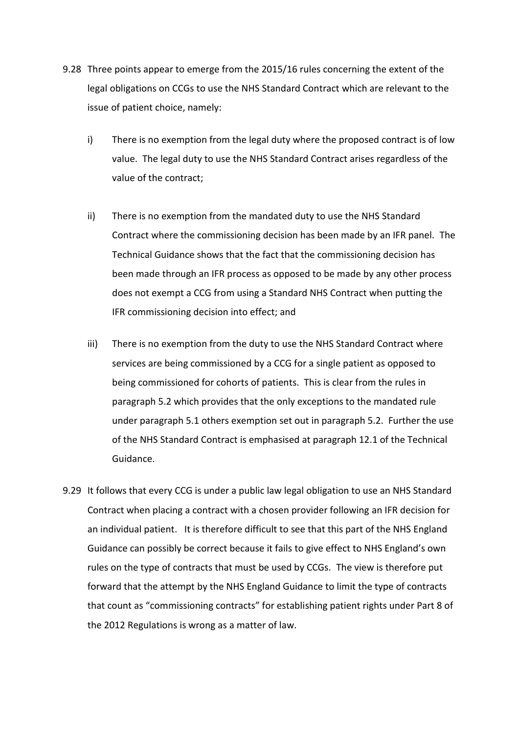9.28 Three points appear to emerge from the 2015/16 rules concerning the extent of the legal obligations on CCGs to use the NHS Standard Contract which are relevant to the issue of patient choice, namely:

i) There is no exemption from the legal duty where the proposed contract is of low value. The legal duty to use the NHS Standard Contract arises regardless of the value of the contract;

ii) There is no exemption from the mandated duty to use the NHS Standard Contract where the commissioning decision has been made by an IFR panel. The Technical Guidance shows that the fact that the commissioning decision has been made through an IFR process as opposed to be made by any other process does not exempt a CCG from using a Standard NHS Contract when putting the IFR commissioning decision into effect; and

iii) There is no exemption from the duty to use the NHS Standard Contract where services are being commissioned by a CCG for a single patient as opposed to being commissioned for cohorts of patients. This is clear from the rules in paragraph 5.2 which provides that the only exceptions to the mandated rule under paragraph 5.1 others exemption set out in paragraph 5.2. Further the use of the NHS Standard Contract is emphasised at paragraph 12.1 of the Technical Guidance.

9.29 It follows that every CCG is under a public law legal obligation to use an NHS Standard Contract when placing a contract with a chosen provider following an IFR decision for an individual patient. It is therefore difficult to see that this part of the NHS England Guidance can possibly be correct because it fails to give effect to NHS England's own rules on the type of contracts that must be used by CCGs. The view is therefore put forward that the attempt by the NHS England Guidance to limit the type of contracts that count as "commissioning contracts" for establishing patient rights under Part 8 of the 2012 Regulations is wrong as a matter of law.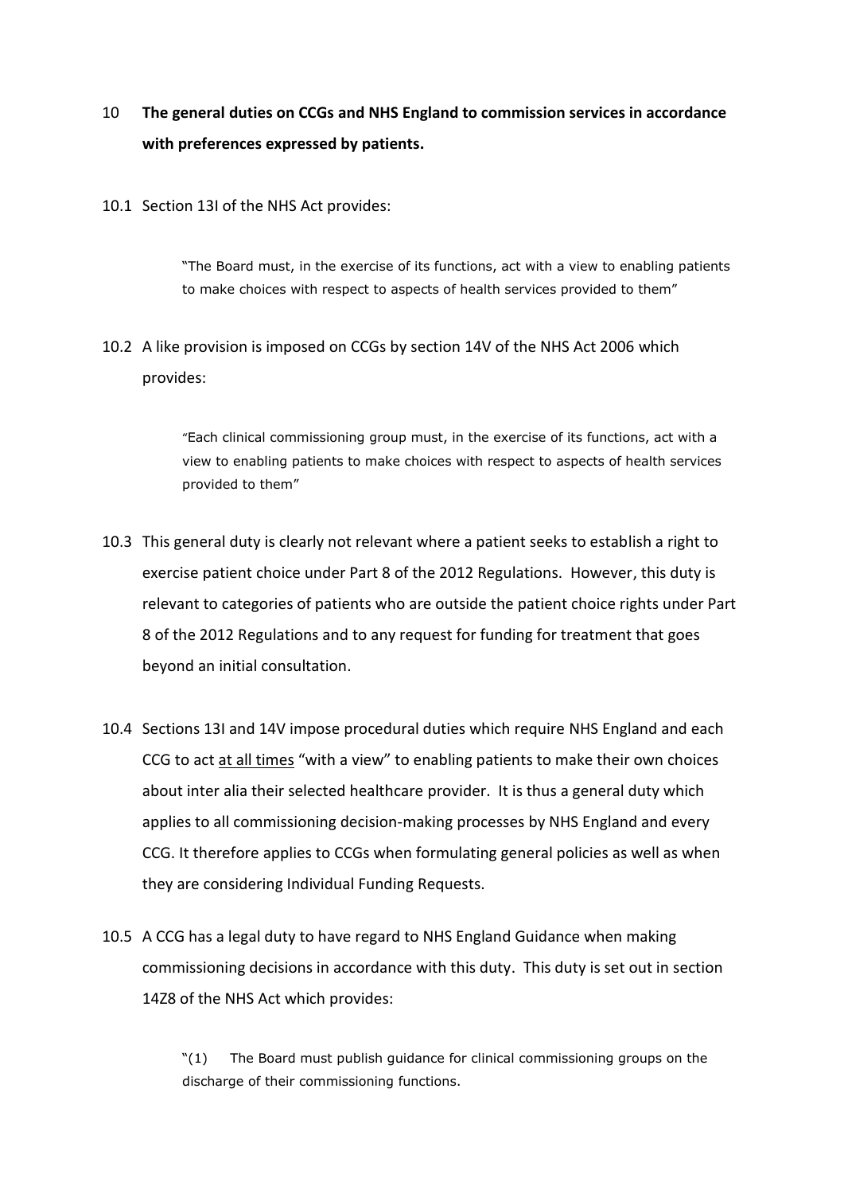## 10 **The general duties on CCGs and NHS England to commission services in accordance with preferences expressed by patients.**

10.1 Section 13I of the NHS Act provides:

> "The Board must, in the exercise of its functions, act with a view to enabling patients to make choices with respect to aspects of health services provided to them"

10.2 A like provision is imposed on CCGs by section 14V of the NHS Act 2006 which provides:

> "Each clinical commissioning group must, in the exercise of its functions, act with a view to enabling patients to make choices with respect to aspects of health services provided to them"

10.3 This general duty is clearly not relevant where a patient seeks to establish a right to exercise patient choice under Part 8 of the 2012 Regulations. However, this duty is relevant to categories of patients who are outside the patient choice rights under Part 8 of the 2012 Regulations and to any request for funding for treatment that goes beyond an initial consultation.

10.4 Sections 13I and 14V impose procedural duties which require NHS England and each CCG to act <u>at all times</u> "with a view" to enabling patients to make their own choices about inter alia their selected healthcare provider. It is thus a general duty which applies to all commissioning decision-making processes by NHS England and every CCG. It therefore applies to CCGs when formulating general policies as well as when they are considering Individual Funding Requests.

10.5 A CCG has a legal duty to have regard to NHS England Guidance when making commissioning decisions in accordance with this duty. This duty is set out in section 14Z8 of the NHS Act which provides:

> "(1) The Board must publish guidance for clinical commissioning groups on the discharge of their commissioning functions.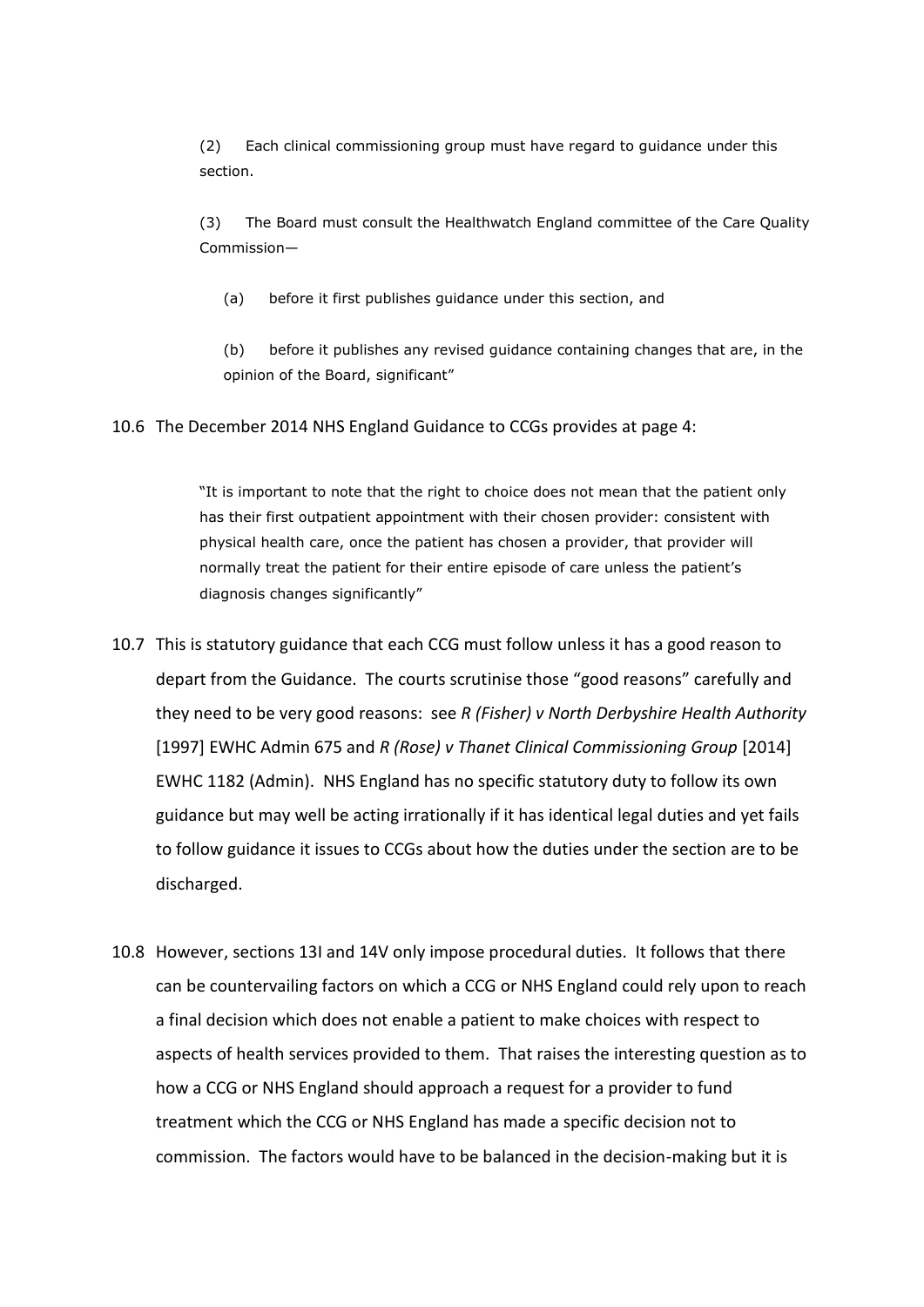> (2) Each clinical commissioning group must have regard to guidance under this section.
>
> (3) The Board must consult the Healthwatch England committee of the Care Quality Commission—
>
> > (a) before it first publishes guidance under this section, and
> >
> > (b) before it publishes any revised guidance containing changes that are, in the opinion of the Board, significant"

10.6 The December 2014 NHS England Guidance to CCGs provides at page 4:

> "It is important to note that the right to choice does not mean that the patient only has their first outpatient appointment with their chosen provider: consistent with physical health care, once the patient has chosen a provider, that provider will normally treat the patient for their entire episode of care unless the patient's diagnosis changes significantly"

10.7 This is statutory guidance that each CCG must follow unless it has a good reason to depart from the Guidance. The courts scrutinise those "good reasons" carefully and they need to be very good reasons: see *R (Fisher) v North Derbyshire Health Authority* [1997] EWHC Admin 675 and *R (Rose) v Thanet Clinical Commissioning Group* [2014] EWHC 1182 (Admin). NHS England has no specific statutory duty to follow its own guidance but may well be acting irrationally if it has identical legal duties and yet fails to follow guidance it issues to CCGs about how the duties under the section are to be discharged.

10.8 However, sections 13I and 14V only impose procedural duties. It follows that there can be countervailing factors on which a CCG or NHS England could rely upon to reach a final decision which does not enable a patient to make choices with respect to aspects of health services provided to them. That raises the interesting question as to how a CCG or NHS England should approach a request for a provider to fund treatment which the CCG or NHS England has made a specific decision not to commission. The factors would have to be balanced in the decision-making but it is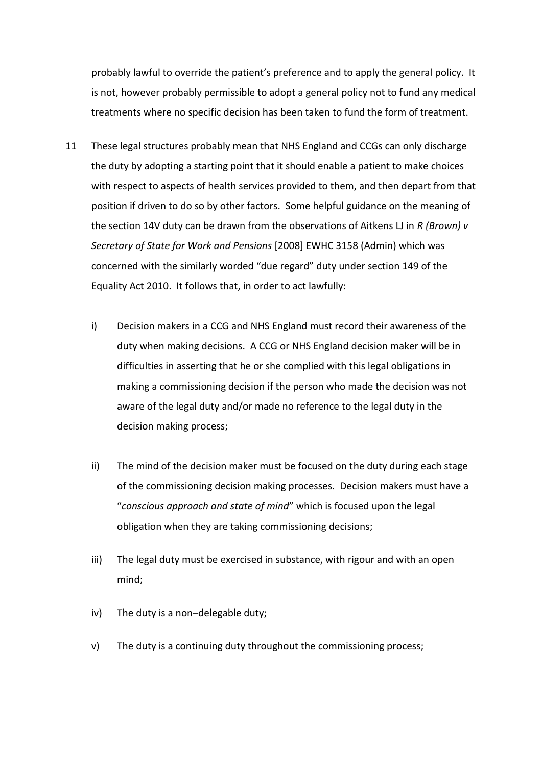probably lawful to override the patient's preference and to apply the general policy. It is not, however probably permissible to adopt a general policy not to fund any medical treatments where no specific decision has been taken to fund the form of treatment.

11 These legal structures probably mean that NHS England and CCGs can only discharge the duty by adopting a starting point that it should enable a patient to make choices with respect to aspects of health services provided to them, and then depart from that position if driven to do so by other factors. Some helpful guidance on the meaning of the section 14V duty can be drawn from the observations of Aitkens LJ in *R (Brown) v Secretary of State for Work and Pensions* [2008] EWHC 3158 (Admin) which was concerned with the similarly worded "due regard" duty under section 149 of the Equality Act 2010. It follows that, in order to act lawfully:

i) Decision makers in a CCG and NHS England must record their awareness of the duty when making decisions. A CCG or NHS England decision maker will be in difficulties in asserting that he or she complied with this legal obligations in making a commissioning decision if the person who made the decision was not aware of the legal duty and/or made no reference to the legal duty in the decision making process;

ii) The mind of the decision maker must be focused on the duty during each stage of the commissioning decision making processes. Decision makers must have a "*conscious approach and state of mind*" which is focused upon the legal obligation when they are taking commissioning decisions;

iii) The legal duty must be exercised in substance, with rigour and with an open mind;

iv) The duty is a non–delegable duty;

v) The duty is a continuing duty throughout the commissioning process;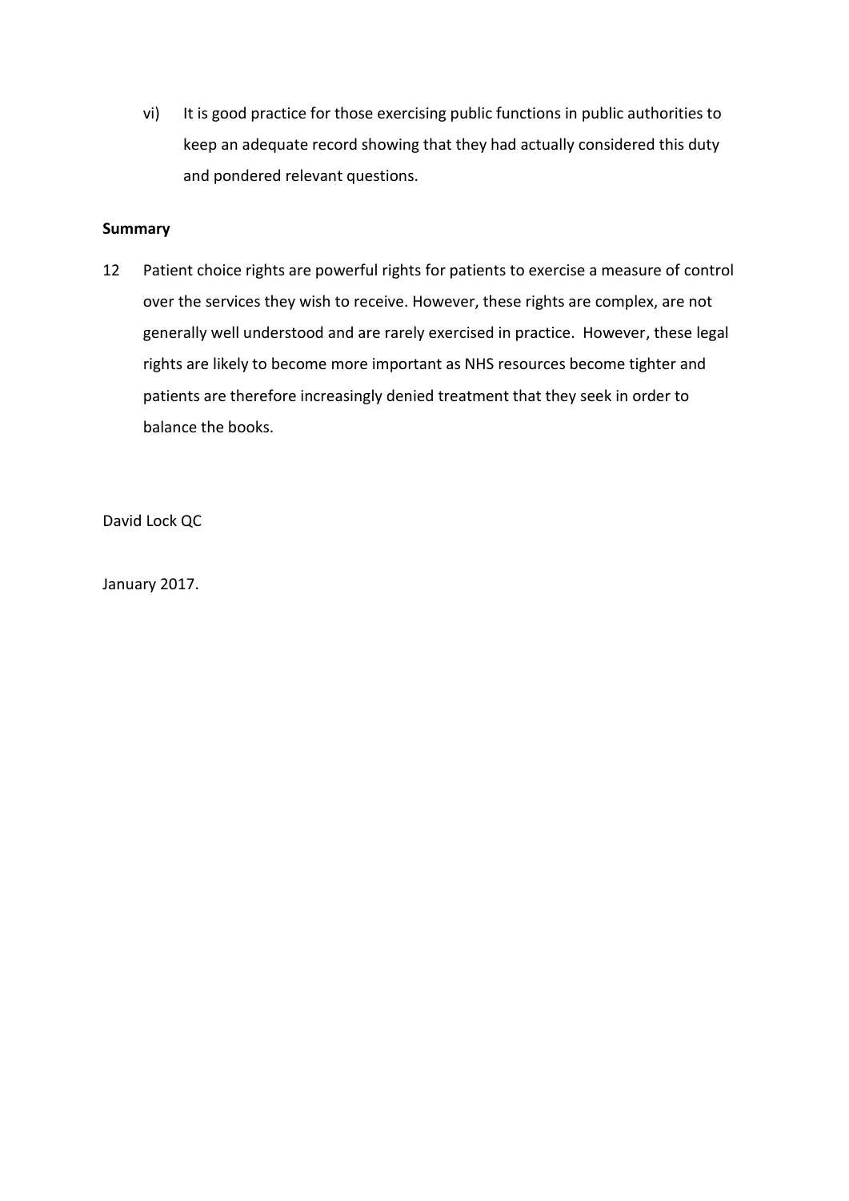vi) It is good practice for those exercising public functions in public authorities to keep an adequate record showing that they had actually considered this duty and pondered relevant questions.

**Summary**

12 Patient choice rights are powerful rights for patients to exercise a measure of control over the services they wish to receive. However, these rights are complex, are not generally well understood and are rarely exercised in practice. However, these legal rights are likely to become more important as NHS resources become tighter and patients are therefore increasingly denied treatment that they seek in order to balance the books.

David Lock QC

January 2017.